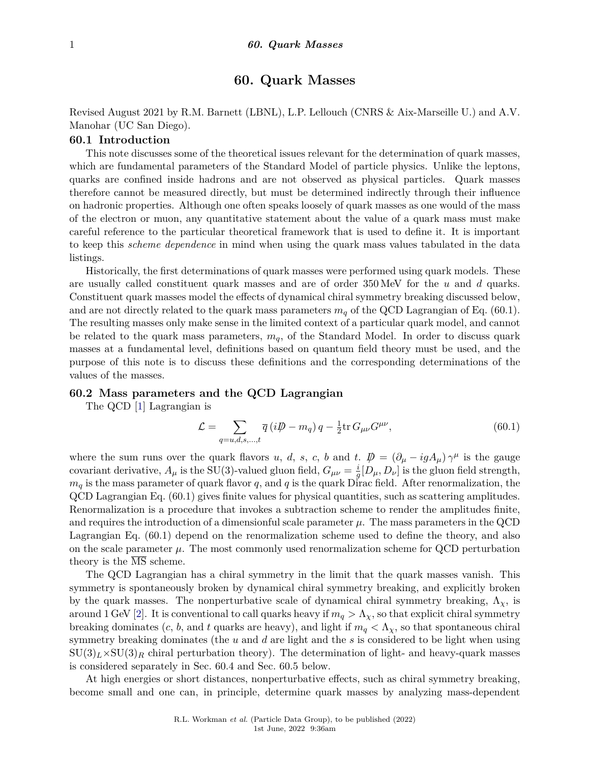# 60. Quark Masses

Revised August 2021 by R.M. Barnett (LBNL), L.P. Lellouch (CNRS & Aix-Marseille U.) and A.V. Manohar (UC San Diego).

## 60.1 Introduction

This note discusses some of the theoretical issues relevant for the determination of quark masses, which are fundamental parameters of the Standard Model of particle physics. Unlike the leptons, quarks are confined inside hadrons and are not observed as physical particles. Quark masses therefore cannot be measured directly, but must be determined indirectly through their influence on hadronic properties. Although one often speaks loosely of quark masses as one would of the mass of the electron or muon, any quantitative statement about the value of a quark mass must make careful reference to the particular theoretical framework that is used to define it. It is important to keep this *scheme dependence* in mind when using the quark mass values tabulated in the data listings.

Historically, the first determinations of quark masses were performed using quark models. These are usually called constituent quark masses and are of order 350 MeV for the $u$ and $d$ quarks. Constituent quark masses model the effects of dynamical chiral symmetry breaking discussed below, and are not directly related to the quark mass parameters $m_q$ of the QCD Lagrangian of Eq. (60.1). The resulting masses only make sense in the limited context of a particular quark model, and cannot be related to the quark mass parameters, $m_q$, of the Standard Model. In order to discuss quark masses at a fundamental level, definitions based on quantum field theory must be used, and the purpose of this note is to discuss these definitions and the corresponding determinations of the values of the masses.

## 60.2 Mass parameters and the QCD Lagrangian

The QCD [1] Lagrangian is

$$\mathcal{L} = \sum_{q=u,d,s,\ldots,t} \overline{q}\,(i\not{D} - m_q)\,q - \tfrac{1}{2}\mathrm{tr}\,G_{\mu\nu}G^{\mu\nu}, \tag{60.1}$$

where the sum runs over the quark flavors $u$, $d$, $s$, $c$, $b$ and $t$. $\not{D} = (\partial_\mu - igA_\mu)\,\gamma^\mu$ is the gauge covariant derivative, $A_\mu$ is the SU(3)-valued gluon field, $G_{\mu\nu} = \frac{i}{g}[D_\mu, D_\nu]$ is the gluon field strength, $m_q$ is the mass parameter of quark flavor $q$, and $q$ is the quark Dirac field. After renormalization, the QCD Lagrangian Eq. (60.1) gives finite values for physical quantities, such as scattering amplitudes. Renormalization is a procedure that invokes a subtraction scheme to render the amplitudes finite, and requires the introduction of a dimensionful scale parameter $\mu$. The mass parameters in the QCD Lagrangian Eq. (60.1) depend on the renormalization scheme used to define the theory, and also on the scale parameter $\mu$. The most commonly used renormalization scheme for QCD perturbation theory is the $\overline{\mathrm{MS}}$ scheme.

The QCD Lagrangian has a chiral symmetry in the limit that the quark masses vanish. This symmetry is spontaneously broken by dynamical chiral symmetry breaking, and explicitly broken by the quark masses. The nonperturbative scale of dynamical chiral symmetry breaking, $\Lambda_\chi$, is around 1 GeV [2]. It is conventional to call quarks heavy if $m_q > \Lambda_\chi$, so that explicit chiral symmetry breaking dominates ($c$, $b$, and $t$ quarks are heavy), and light if $m_q < \Lambda_\chi$, so that spontaneous chiral symmetry breaking dominates (the $u$ and $d$ are light and the $s$ is considered to be light when using $\mathrm{SU}(3)_L \times \mathrm{SU}(3)_R$ chiral perturbation theory). The determination of light- and heavy-quark masses is considered separately in Sec. 60.4 and Sec. 60.5 below.

At high energies or short distances, nonperturbative effects, such as chiral symmetry breaking, become small and one can, in principle, determine quark masses by analyzing mass-dependent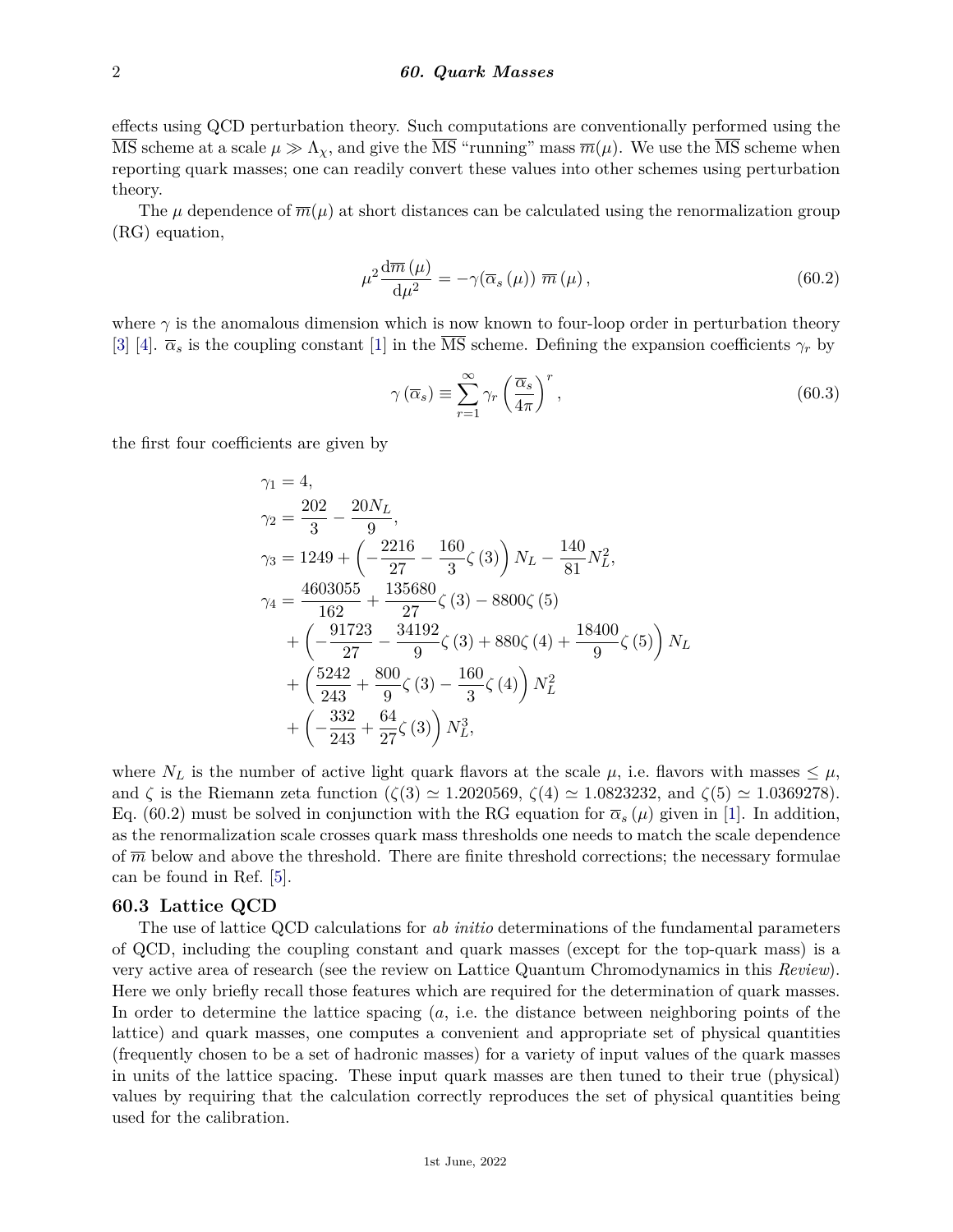effects using QCD perturbation theory. Such computations are conventionally performed using the $\overline{\text{MS}}$ scheme at a scale $\mu \gg \Lambda_\chi$, and give the $\overline{\text{MS}}$ "running" mass $\overline{m}(\mu)$. We use the $\overline{\text{MS}}$ scheme when reporting quark masses; one can readily convert these values into other schemes using perturbation theory.

The $\mu$ dependence of $\overline{m}(\mu)$ at short distances can be calculated using the renormalization group (RG) equation,

$$\mu^2 \frac{\mathrm{d}\overline{m}(\mu)}{\mathrm{d}\mu^2} = -\gamma(\overline{\alpha}_s(\mu))\, \overline{m}(\mu)\,, \tag{60.2}$$

where $\gamma$ is the anomalous dimension which is now known to four-loop order in perturbation theory [3] [4]. $\overline{\alpha}_s$ is the coupling constant [1] in the $\overline{\text{MS}}$ scheme. Defining the expansion coefficients $\gamma_r$ by

$$\gamma(\overline{\alpha}_s) \equiv \sum_{r=1}^{\infty} \gamma_r \left(\frac{\overline{\alpha}_s}{4\pi}\right)^r, \tag{60.3}$$

the first four coefficients are given by

$$\begin{aligned}
\gamma_1 &= 4, \\
\gamma_2 &= \frac{202}{3} - \frac{20N_L}{9}, \\
\gamma_3 &= 1249 + \left(-\frac{2216}{27} - \frac{160}{3}\zeta(3)\right) N_L - \frac{140}{81} N_L^2, \\
\gamma_4 &= \frac{4603055}{162} + \frac{135680}{27}\zeta(3) - 8800\zeta(5) \\
&\quad + \left(-\frac{91723}{27} - \frac{34192}{9}\zeta(3) + 880\zeta(4) + \frac{18400}{9}\zeta(5)\right) N_L \\
&\quad + \left(\frac{5242}{243} + \frac{800}{9}\zeta(3) - \frac{160}{3}\zeta(4)\right) N_L^2 \\
&\quad + \left(-\frac{332}{243} + \frac{64}{27}\zeta(3)\right) N_L^3,
\end{aligned}$$

where $N_L$ is the number of active light quark flavors at the scale $\mu$, i.e. flavors with masses $\leq \mu$, and $\zeta$ is the Riemann zeta function ($\zeta(3) \simeq 1.2020569$, $\zeta(4) \simeq 1.0823232$, and $\zeta(5) \simeq 1.0369278$). Eq. (60.2) must be solved in conjunction with the RG equation for $\overline{\alpha}_s(\mu)$ given in [1]. In addition, as the renormalization scale crosses quark mass thresholds one needs to match the scale dependence of $\overline{m}$ below and above the threshold. There are finite threshold corrections; the necessary formulae can be found in Ref. [5].

## 60.3 Lattice QCD

The use of lattice QCD calculations for *ab initio* determinations of the fundamental parameters of QCD, including the coupling constant and quark masses (except for the top-quark mass) is a very active area of research (see the review on Lattice Quantum Chromodynamics in this *Review*). Here we only briefly recall those features which are required for the determination of quark masses. In order to determine the lattice spacing ($a$, i.e. the distance between neighboring points of the lattice) and quark masses, one computes a convenient and appropriate set of physical quantities (frequently chosen to be a set of hadronic masses) for a variety of input values of the quark masses in units of the lattice spacing. These input quark masses are then tuned to their true (physical) values by requiring that the calculation correctly reproduces the set of physical quantities being used for the calibration.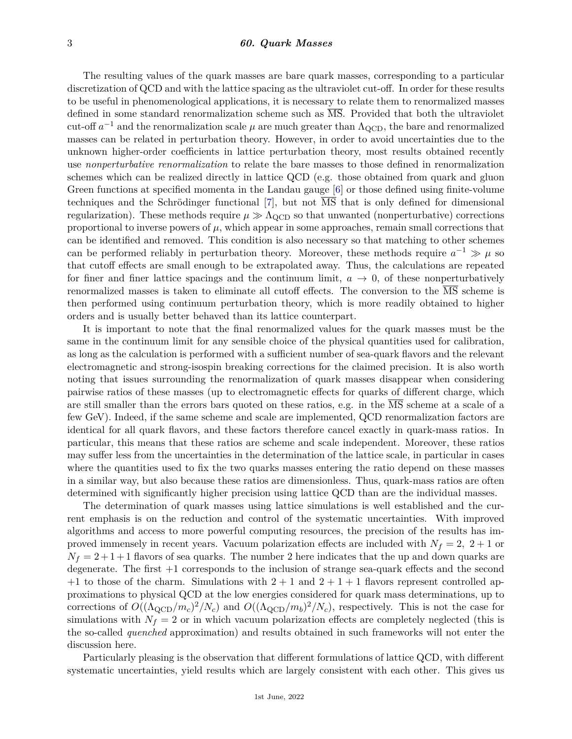The resulting values of the quark masses are bare quark masses, corresponding to a particular discretization of QCD and with the lattice spacing as the ultraviolet cut-off. In order for these results to be useful in phenomenological applications, it is necessary to relate them to renormalized masses defined in some standard renormalization scheme such as $\overline{\text{MS}}$. Provided that both the ultraviolet cut-off $a^{-1}$ and the renormalization scale $\mu$ are much greater than $\Lambda_{\text{QCD}}$, the bare and renormalized masses can be related in perturbation theory. However, in order to avoid uncertainties due to the unknown higher-order coefficients in lattice perturbation theory, most results obtained recently use *nonperturbative renormalization* to relate the bare masses to those defined in renormalization schemes which can be realized directly in lattice QCD (e.g. those obtained from quark and gluon Green functions at specified momenta in the Landau gauge [6] or those defined using finite-volume techniques and the Schrödinger functional [7], but not $\overline{\text{MS}}$ that is only defined for dimensional regularization). These methods require $\mu \gg \Lambda_{\text{QCD}}$ so that unwanted (nonperturbative) corrections proportional to inverse powers of $\mu$, which appear in some approaches, remain small corrections that can be identified and removed. This condition is also necessary so that matching to other schemes can be performed reliably in perturbation theory. Moreover, these methods require $a^{-1} \gg \mu$ so that cutoff effects are small enough to be extrapolated away. Thus, the calculations are repeated for finer and finer lattice spacings and the continuum limit, $a \to 0$, of these nonperturbatively renormalized masses is taken to eliminate all cutoff effects. The conversion to the $\overline{\text{MS}}$ scheme is then performed using continuum perturbation theory, which is more readily obtained to higher orders and is usually better behaved than its lattice counterpart.

It is important to note that the final renormalized values for the quark masses must be the same in the continuum limit for any sensible choice of the physical quantities used for calibration, as long as the calculation is performed with a sufficient number of sea-quark flavors and the relevant electromagnetic and strong-isospin breaking corrections for the claimed precision. It is also worth noting that issues surrounding the renormalization of quark masses disappear when considering pairwise ratios of these masses (up to electromagnetic effects for quarks of different charge, which are still smaller than the errors bars quoted on these ratios, e.g. in the $\overline{\text{MS}}$ scheme at a scale of a few GeV). Indeed, if the same scheme and scale are implemented, QCD renormalization factors are identical for all quark flavors, and these factors therefore cancel exactly in quark-mass ratios. In particular, this means that these ratios are scheme and scale independent. Moreover, these ratios may suffer less from the uncertainties in the determination of the lattice scale, in particular in cases where the quantities used to fix the two quarks masses entering the ratio depend on these masses in a similar way, but also because these ratios are dimensionless. Thus, quark-mass ratios are often determined with significantly higher precision using lattice QCD than are the individual masses.

The determination of quark masses using lattice simulations is well established and the current emphasis is on the reduction and control of the systematic uncertainties. With improved algorithms and access to more powerful computing resources, the precision of the results has improved immensely in recent years. Vacuum polarization effects are included with $N_f = 2,\ 2+1$ or $N_f = 2+1+1$ flavors of sea quarks. The number 2 here indicates that the up and down quarks are degenerate. The first $+1$ corresponds to the inclusion of strange sea-quark effects and the second $+1$ to those of the charm. Simulations with $2+1$ and $2+1+1$ flavors represent controlled approximations to physical QCD at the low energies considered for quark mass determinations, up to corrections of $O((\Lambda_{\text{QCD}}/m_c)^2/N_c)$ and $O((\Lambda_{\text{QCD}}/m_b)^2/N_c)$, respectively. This is not the case for simulations with $N_f = 2$ or in which vacuum polarization effects are completely neglected (this is the so-called *quenched* approximation) and results obtained in such frameworks will not enter the discussion here.

Particularly pleasing is the observation that different formulations of lattice QCD, with different systematic uncertainties, yield results which are largely consistent with each other. This gives us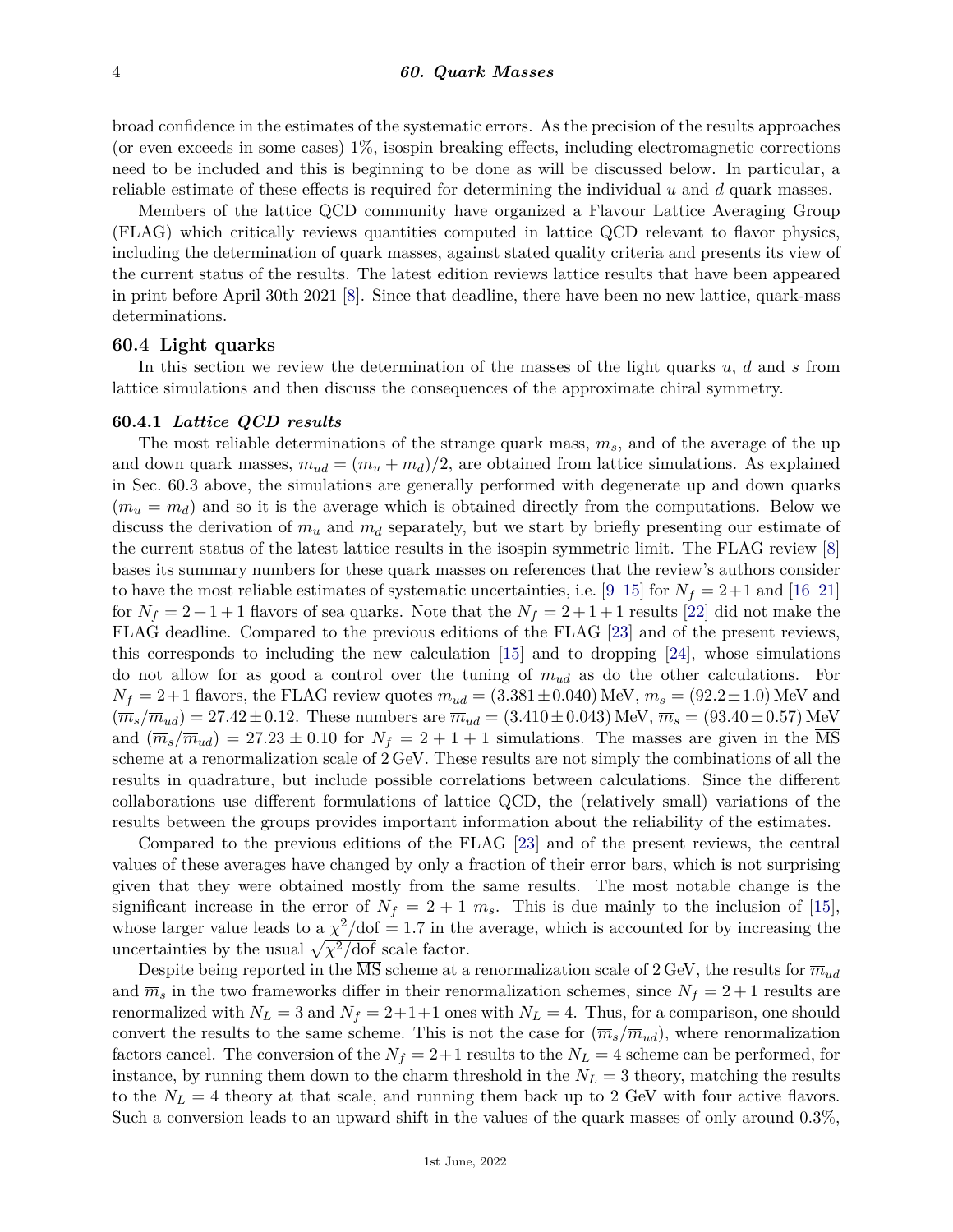broad confidence in the estimates of the systematic errors. As the precision of the results approaches (or even exceeds in some cases) 1%, isospin breaking effects, including electromagnetic corrections need to be included and this is beginning to be done as will be discussed below. In particular, a reliable estimate of these effects is required for determining the individual $u$ and $d$ quark masses.

Members of the lattice QCD community have organized a Flavour Lattice Averaging Group (FLAG) which critically reviews quantities computed in lattice QCD relevant to flavor physics, including the determination of quark masses, against stated quality criteria and presents its view of the current status of the results. The latest edition reviews lattice results that have been appeared in print before April 30th 2021 [8]. Since that deadline, there have been no new lattice, quark-mass determinations.

## 60.4 Light quarks

In this section we review the determination of the masses of the light quarks $u$, $d$ and $s$ from lattice simulations and then discuss the consequences of the approximate chiral symmetry.

### 60.4.1 *Lattice QCD results*

The most reliable determinations of the strange quark mass, $m_s$, and of the average of the up and down quark masses, $m_{ud} = (m_u + m_d)/2$, are obtained from lattice simulations. As explained in Sec. 60.3 above, the simulations are generally performed with degenerate up and down quarks ($m_u = m_d$) and so it is the average which is obtained directly from the computations. Below we discuss the derivation of $m_u$ and $m_d$ separately, but we start by briefly presenting our estimate of the current status of the latest lattice results in the isospin symmetric limit. The FLAG review [8] bases its summary numbers for these quark masses on references that the review's authors consider to have the most reliable estimates of systematic uncertainties, i.e. [9–15] for $N_f = 2+1$ and [16–21] for $N_f = 2+1+1$ flavors of sea quarks. Note that the $N_f = 2+1+1$ results [22] did not make the FLAG deadline. Compared to the previous editions of the FLAG [23] and of the present reviews, this corresponds to including the new calculation [15] and to dropping [24], whose simulations do not allow for as good a control over the tuning of $m_{ud}$ as do the other calculations. For $N_f = 2+1$ flavors, the FLAG review quotes $\overline{m}_{ud} = (3.381 \pm 0.040)\,\text{MeV}$, $\overline{m}_s = (92.2 \pm 1.0)\,\text{MeV}$ and $(\overline{m}_s/\overline{m}_{ud}) = 27.42 \pm 0.12$. These numbers are $\overline{m}_{ud} = (3.410 \pm 0.043)\,\text{MeV}$, $\overline{m}_s = (93.40 \pm 0.57)\,\text{MeV}$ and $(\overline{m}_s/\overline{m}_{ud}) = 27.23 \pm 0.10$ for $N_f = 2+1+1$ simulations. The masses are given in the $\overline{\text{MS}}$ scheme at a renormalization scale of 2 GeV. These results are not simply the combinations of all the results in quadrature, but include possible correlations between calculations. Since the different collaborations use different formulations of lattice QCD, the (relatively small) variations of the results between the groups provides important information about the reliability of the estimates.

Compared to the previous editions of the FLAG [23] and of the present reviews, the central values of these averages have changed by only a fraction of their error bars, which is not surprising given that they were obtained mostly from the same results. The most notable change is the significant increase in the error of $N_f = 2+1$ $\overline{m}_s$. This is due mainly to the inclusion of [15], whose larger value leads to a $\chi^2/\text{dof} = 1.7$ in the average, which is accounted for by increasing the uncertainties by the usual $\sqrt{\chi^2/\text{dof}}$ scale factor.

Despite being reported in the $\overline{\text{MS}}$ scheme at a renormalization scale of 2 GeV, the results for $\overline{m}_{ud}$ and $\overline{m}_s$ in the two frameworks differ in their renormalization schemes, since $N_f = 2+1$ results are renormalized with $N_L = 3$ and $N_f = 2+1+1$ ones with $N_L = 4$. Thus, for a comparison, one should convert the results to the same scheme. This is not the case for $(\overline{m}_s/\overline{m}_{ud})$, where renormalization factors cancel. The conversion of the $N_f = 2+1$ results to the $N_L = 4$ scheme can be performed, for instance, by running them down to the charm threshold in the $N_L = 3$ theory, matching the results to the $N_L = 4$ theory at that scale, and running them back up to 2 GeV with four active flavors. Such a conversion leads to an upward shift in the values of the quark masses of only around 0.3%,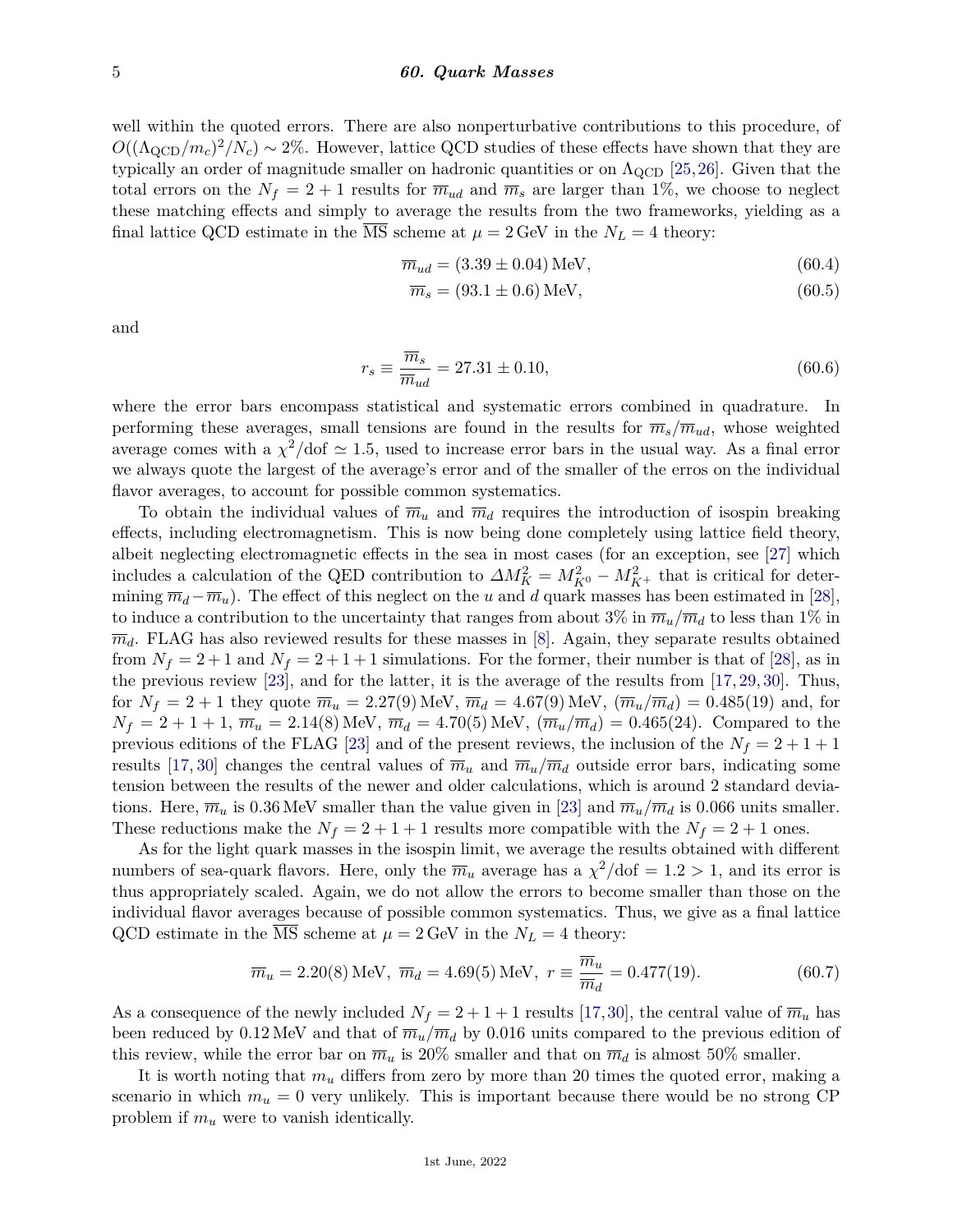well within the quoted errors. There are also nonperturbative contributions to this procedure, of $O((\Lambda_{\rm QCD}/m_c)^2/N_c) \sim 2\%$. However, lattice QCD studies of these effects have shown that they are typically an order of magnitude smaller on hadronic quantities or on $\Lambda_{\rm QCD}$ [25,26]. Given that the total errors on the $N_f = 2+1$ results for $\overline{m}_{ud}$ and $\overline{m}_s$ are larger than 1%, we choose to neglect these matching effects and simply to average the results from the two frameworks, yielding as a final lattice QCD estimate in the $\overline{\rm MS}$ scheme at $\mu = 2\,{\rm GeV}$ in the $N_L = 4$ theory:

$$\overline{m}_{ud} = (3.39 \pm 0.04)\,{\rm MeV}, \tag{60.4}$$

$$\overline{m}_s = (93.1 \pm 0.6)\,{\rm MeV}, \tag{60.5}$$

and

$$r_s \equiv \frac{\overline{m}_s}{\overline{m}_{ud}} = 27.31 \pm 0.10, \tag{60.6}$$

where the error bars encompass statistical and systematic errors combined in quadrature. In performing these averages, small tensions are found in the results for $\overline{m}_s/\overline{m}_{ud}$, whose weighted average comes with a $\chi^2/{\rm dof} \simeq 1.5$, used to increase error bars in the usual way. As a final error we always quote the largest of the average's error and of the smaller of the erros on the individual flavor averages, to account for possible common systematics.

To obtain the individual values of $\overline{m}_u$ and $\overline{m}_d$ requires the introduction of isospin breaking effects, including electromagnetism. This is now being done completely using lattice field theory, albeit neglecting electromagnetic effects in the sea in most cases (for an exception, see [27] which includes a calculation of the QED contribution to $\Delta M_K^2 = M_{K^0}^2 - M_{K^+}^2$ that is critical for determining $\overline{m}_d - \overline{m}_u$). The effect of this neglect on the $u$ and $d$ quark masses has been estimated in [28], to induce a contribution to the uncertainty that ranges from about 3% in $\overline{m}_u/\overline{m}_d$ to less than 1% in $\overline{m}_d$. FLAG has also reviewed results for these masses in [8]. Again, they separate results obtained from $N_f = 2+1$ and $N_f = 2+1+1$ simulations. For the former, their number is that of [28], as in the previous review [23], and for the latter, it is the average of the results from [17,29,30]. Thus, for $N_f = 2+1$ they quote $\overline{m}_u = 2.27(9)\,{\rm MeV}$, $\overline{m}_d = 4.67(9)\,{\rm MeV}$, $(\overline{m}_u/\overline{m}_d) = 0.485(19)$ and, for $N_f = 2+1+1$, $\overline{m}_u = 2.14(8)\,{\rm MeV}$, $\overline{m}_d = 4.70(5)\,{\rm MeV}$, $(\overline{m}_u/\overline{m}_d) = 0.465(24)$. Compared to the previous editions of the FLAG [23] and of the present reviews, the inclusion of the $N_f = 2+1+1$ results [17,30] changes the central values of $\overline{m}_u$ and $\overline{m}_u/\overline{m}_d$ outside error bars, indicating some tension between the results of the newer and older calculations, which is around 2 standard deviations. Here, $\overline{m}_u$ is 0.36 MeV smaller than the value given in [23] and $\overline{m}_u/\overline{m}_d$ is 0.066 units smaller. These reductions make the $N_f = 2+1+1$ results more compatible with the $N_f = 2+1$ ones.

As for the light quark masses in the isospin limit, we average the results obtained with different numbers of sea-quark flavors. Here, only the $\overline{m}_u$ average has a $\chi^2/{\rm dof} = 1.2 > 1$, and its error is thus appropriately scaled. Again, we do not allow the errors to become smaller than those on the individual flavor averages because of possible common systematics. Thus, we give as a final lattice QCD estimate in the $\overline{\rm MS}$ scheme at $\mu = 2\,{\rm GeV}$ in the $N_L = 4$ theory:

$$\overline{m}_u = 2.20(8)\,{\rm MeV},\ \overline{m}_d = 4.69(5)\,{\rm MeV},\ r \equiv \frac{\overline{m}_u}{\overline{m}_d} = 0.477(19). \tag{60.7}$$

As a consequence of the newly included $N_f = 2+1+1$ results [17,30], the central value of $\overline{m}_u$ has been reduced by 0.12 MeV and that of $\overline{m}_u/\overline{m}_d$ by 0.016 units compared to the previous edition of this review, while the error bar on $\overline{m}_u$ is 20% smaller and that on $\overline{m}_d$ is almost 50% smaller.

It is worth noting that $m_u$ differs from zero by more than 20 times the quoted error, making a scenario in which $m_u = 0$ very unlikely. This is important because there would be no strong CP problem if $m_u$ were to vanish identically.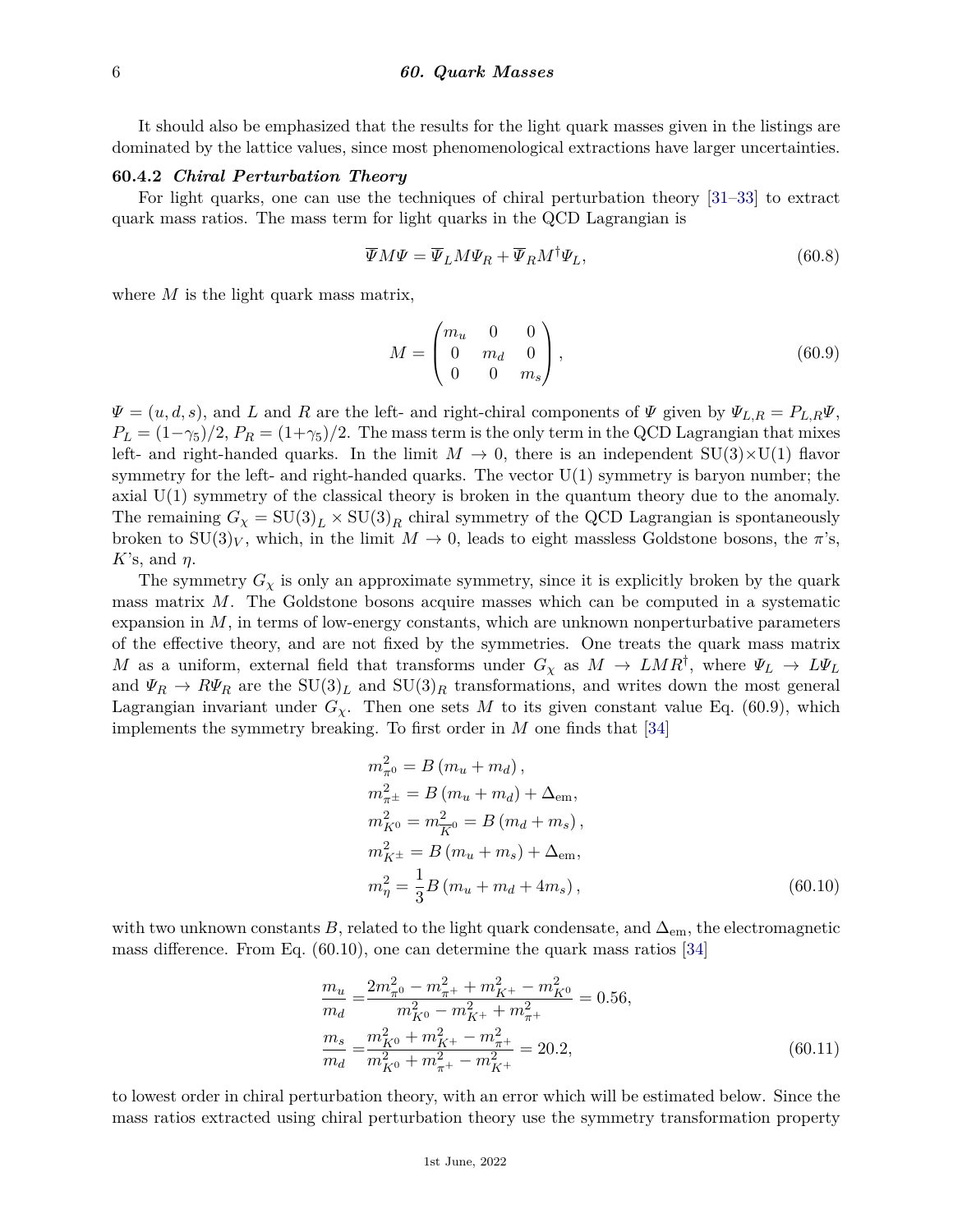It should also be emphasized that the results for the light quark masses given in the listings are dominated by the lattice values, since most phenomenological extractions have larger uncertainties.

### 60.4.2 *Chiral Perturbation Theory*

For light quarks, one can use the techniques of chiral perturbation theory [31–33] to extract quark mass ratios. The mass term for light quarks in the QCD Lagrangian is

$$\overline{\Psi} M \Psi = \overline{\Psi}_L M \Psi_R + \overline{\Psi}_R M^\dagger \Psi_L, \tag{60.8}$$

where $M$ is the light quark mass matrix,

$$M = \begin{pmatrix} m_u & 0 & 0 \\ 0 & m_d & 0 \\ 0 & 0 & m_s \end{pmatrix}, \tag{60.9}$$

$\Psi = (u, d, s)$, and $L$ and $R$ are the left- and right-chiral components of $\Psi$ given by $\Psi_{L,R} = P_{L,R}\Psi$, $P_L = (1-\gamma_5)/2$, $P_R = (1+\gamma_5)/2$. The mass term is the only term in the QCD Lagrangian that mixes left- and right-handed quarks. In the limit $M \to 0$, there is an independent SU(3)×U(1) flavor symmetry for the left- and right-handed quarks. The vector U(1) symmetry is baryon number; the axial U(1) symmetry of the classical theory is broken in the quantum theory due to the anomaly. The remaining $G_\chi = \mathrm{SU}(3)_L \times \mathrm{SU}(3)_R$ chiral symmetry of the QCD Lagrangian is spontaneously broken to $\mathrm{SU}(3)_V$, which, in the limit $M \to 0$, leads to eight massless Goldstone bosons, the $\pi$'s, $K$'s, and $\eta$.

The symmetry $G_\chi$ is only an approximate symmetry, since it is explicitly broken by the quark mass matrix $M$. The Goldstone bosons acquire masses which can be computed in a systematic expansion in $M$, in terms of low-energy constants, which are unknown nonperturbative parameters of the effective theory, and are not fixed by the symmetries. One treats the quark mass matrix $M$ as a uniform, external field that transforms under $G_\chi$ as $M \to LMR^\dagger$, where $\Psi_L \to L\Psi_L$ and $\Psi_R \to R\Psi_R$ are the $\mathrm{SU}(3)_L$ and $\mathrm{SU}(3)_R$ transformations, and writes down the most general Lagrangian invariant under $G_\chi$. Then one sets $M$ to its given constant value Eq. (60.9), which implements the symmetry breaking. To first order in $M$ one finds that [34]

$$\begin{aligned}
m_{\pi^0}^2 &= B\left(m_u + m_d\right), \\
m_{\pi^\pm}^2 &= B\left(m_u + m_d\right) + \Delta_{\mathrm{em}}, \\
m_{K^0}^2 &= m_{\overline{K}^0}^2 = B\left(m_d + m_s\right), \\
m_{K^\pm}^2 &= B\left(m_u + m_s\right) + \Delta_{\mathrm{em}}, \\
m_\eta^2 &= \frac{1}{3} B\left(m_u + m_d + 4m_s\right),
\end{aligned} \tag{60.10}$$

with two unknown constants $B$, related to the light quark condensate, and $\Delta_{\mathrm{em}}$, the electromagnetic mass difference. From Eq. (60.10), one can determine the quark mass ratios [34]

$$\begin{aligned}
\frac{m_u}{m_d} &= \frac{2m_{\pi^0}^2 - m_{\pi^+}^2 + m_{K^+}^2 - m_{K^0}^2}{m_{K^0}^2 - m_{K^+}^2 + m_{\pi^+}^2} = 0.56, \\
\frac{m_s}{m_d} &= \frac{m_{K^0}^2 + m_{K^+}^2 - m_{\pi^+}^2}{m_{K^0}^2 + m_{\pi^+}^2 - m_{K^+}^2} = 20.2,
\end{aligned} \tag{60.11}$$

to lowest order in chiral perturbation theory, with an error which will be estimated below. Since the mass ratios extracted using chiral perturbation theory use the symmetry transformation property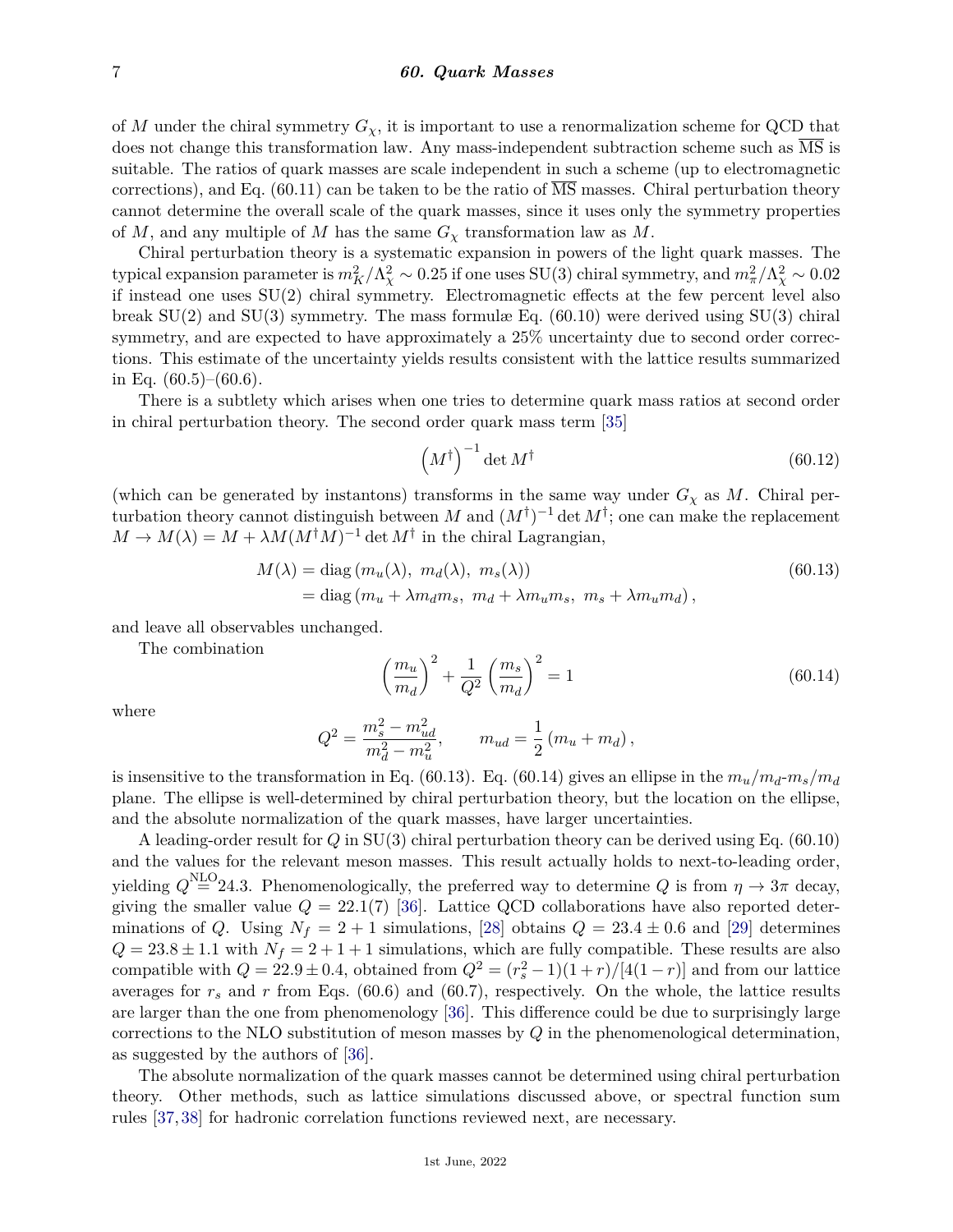of $M$ under the chiral symmetry $G_\chi$, it is important to use a renormalization scheme for QCD that does not change this transformation law. Any mass-independent subtraction scheme such as $\overline{\text{MS}}$ is suitable. The ratios of quark masses are scale independent in such a scheme (up to electromagnetic corrections), and Eq. (60.11) can be taken to be the ratio of $\overline{\text{MS}}$ masses. Chiral perturbation theory cannot determine the overall scale of the quark masses, since it uses only the symmetry properties of $M$, and any multiple of $M$ has the same $G_\chi$ transformation law as $M$.

Chiral perturbation theory is a systematic expansion in powers of the light quark masses. The typical expansion parameter is $m_K^2/\Lambda_\chi^2 \sim 0.25$ if one uses SU(3) chiral symmetry, and $m_\pi^2/\Lambda_\chi^2 \sim 0.02$ if instead one uses SU(2) chiral symmetry. Electromagnetic effects at the few percent level also break SU(2) and SU(3) symmetry. The mass formulæ Eq. (60.10) were derived using SU(3) chiral symmetry, and are expected to have approximately a 25% uncertainty due to second order corrections. This estimate of the uncertainty yields results consistent with the lattice results summarized in Eq. (60.5)–(60.6).

There is a subtlety which arises when one tries to determine quark mass ratios at second order in chiral perturbation theory. The second order quark mass term [35]

$$\left(M^\dagger\right)^{-1} \det M^\dagger \tag{60.12}$$

(which can be generated by instantons) transforms in the same way under $G_\chi$ as $M$. Chiral perturbation theory cannot distinguish between $M$ and $(M^\dagger)^{-1}\det M^\dagger$; one can make the replacement $M \to M(\lambda) = M + \lambda M (M^\dagger M)^{-1} \det M^\dagger$ in the chiral Lagrangian,

$$\begin{aligned} M(\lambda) &= \text{diag}\left(m_u(\lambda),\ m_d(\lambda),\ m_s(\lambda)\right) \\ &= \text{diag}\left(m_u + \lambda m_d m_s,\ m_d + \lambda m_u m_s,\ m_s + \lambda m_u m_d\right), \end{aligned} \tag{60.13}$$

and leave all observables unchanged.

The combination

$$\left(\frac{m_u}{m_d}\right)^2 + \frac{1}{Q^2}\left(\frac{m_s}{m_d}\right)^2 = 1 \tag{60.14}$$

where

$$Q^2 = \frac{m_s^2 - m_{ud}^2}{m_d^2 - m_u^2}, \qquad m_{ud} = \frac{1}{2}\left(m_u + m_d\right),$$

is insensitive to the transformation in Eq. (60.13). Eq. (60.14) gives an ellipse in the $m_u/m_d$-$m_s/m_d$ plane. The ellipse is well-determined by chiral perturbation theory, but the location on the ellipse, and the absolute normalization of the quark masses, have larger uncertainties.

A leading-order result for $Q$ in SU(3) chiral perturbation theory can be derived using Eq. (60.10) and the values for the relevant meson masses. This result actually holds to next-to-leading order, yielding $Q \overset{\text{NLO}}{=} 24.3$. Phenomenologically, the preferred way to determine $Q$ is from $\eta \to 3\pi$ decay, giving the smaller value $Q = 22.1(7)$ [36]. Lattice QCD collaborations have also reported determinations of $Q$. Using $N_f = 2+1$ simulations, [28] obtains $Q = 23.4 \pm 0.6$ and [29] determines $Q = 23.8 \pm 1.1$ with $N_f = 2+1+1$ simulations, which are fully compatible. These results are also compatible with $Q = 22.9 \pm 0.4$, obtained from $Q^2 = (r_s^2 - 1)(1+r)/[4(1-r)]$ and from our lattice averages for $r_s$ and $r$ from Eqs. (60.6) and (60.7), respectively. On the whole, the lattice results are larger than the one from phenomenology [36]. This difference could be due to surprisingly large corrections to the NLO substitution of meson masses by $Q$ in the phenomenological determination, as suggested by the authors of [36].

The absolute normalization of the quark masses cannot be determined using chiral perturbation theory. Other methods, such as lattice simulations discussed above, or spectral function sum rules [37, 38] for hadronic correlation functions reviewed next, are necessary.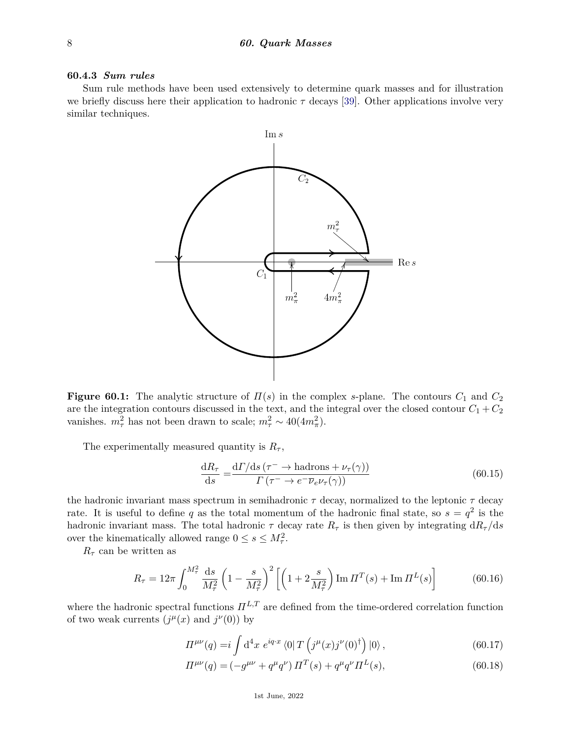### 60.4.3 *Sum rules*

Sum rule methods have been used extensively to determine quark masses and for illustration we briefly discuss here their application to hadronic $\tau$ decays [39]. Other applications involve very similar techniques.

**Figure 60.1:** The analytic structure of $\Pi(s)$ in the complex $s$-plane. The contours $C_1$ and $C_2$ are the integration contours discussed in the text, and the integral over the closed contour $C_1 + C_2$ vanishes. $m_\tau^2$ has not been drawn to scale; $m_\tau^2 \sim 40(4m_\pi^2)$.

The experimentally measured quantity is $R_\tau$,

$$\frac{\mathrm{d}R_\tau}{\mathrm{d}s} = \frac{\mathrm{d}\Gamma/\mathrm{d}s\,(\tau^- \to \text{hadrons} + \nu_\tau(\gamma))}{\Gamma\,(\tau^- \to e^-\overline{\nu}_e\nu_\tau(\gamma))} \tag{60.15}$$

the hadronic invariant mass spectrum in semihadronic $\tau$ decay, normalized to the leptonic $\tau$ decay rate. It is useful to define $q$ as the total momentum of the hadronic final state, so $s = q^2$ is the hadronic invariant mass. The total hadronic $\tau$ decay rate $R_\tau$ is then given by integrating $\mathrm{d}R_\tau/\mathrm{d}s$ over the kinematically allowed range $0 \le s \le M_\tau^2$.

$R_\tau$ can be written as

$$R_\tau = 12\pi \int_0^{M_\tau^2} \frac{\mathrm{d}s}{M_\tau^2}\left(1 - \frac{s}{M_\tau^2}\right)^2 \left[\left(1 + 2\frac{s}{M_\tau^2}\right)\mathrm{Im}\,\Pi^T(s) + \mathrm{Im}\,\Pi^L(s)\right] \tag{60.16}$$

where the hadronic spectral functions $\Pi^{L,T}$ are defined from the time-ordered correlation function of two weak currents ($j^\mu(x)$ and $j^\nu(0)$) by

$$\Pi^{\mu\nu}(q) = i\int \mathrm{d}^4x\; e^{iq\cdot x}\,\langle 0|\,T\left(j^\mu(x)j^\nu(0)^\dagger\right)|0\rangle\,, \tag{60.17}$$

$$\Pi^{\mu\nu}(q) = \left(-g^{\mu\nu} + q^\mu q^\nu\right)\Pi^T(s) + q^\mu q^\nu \Pi^L(s), \tag{60.18}$$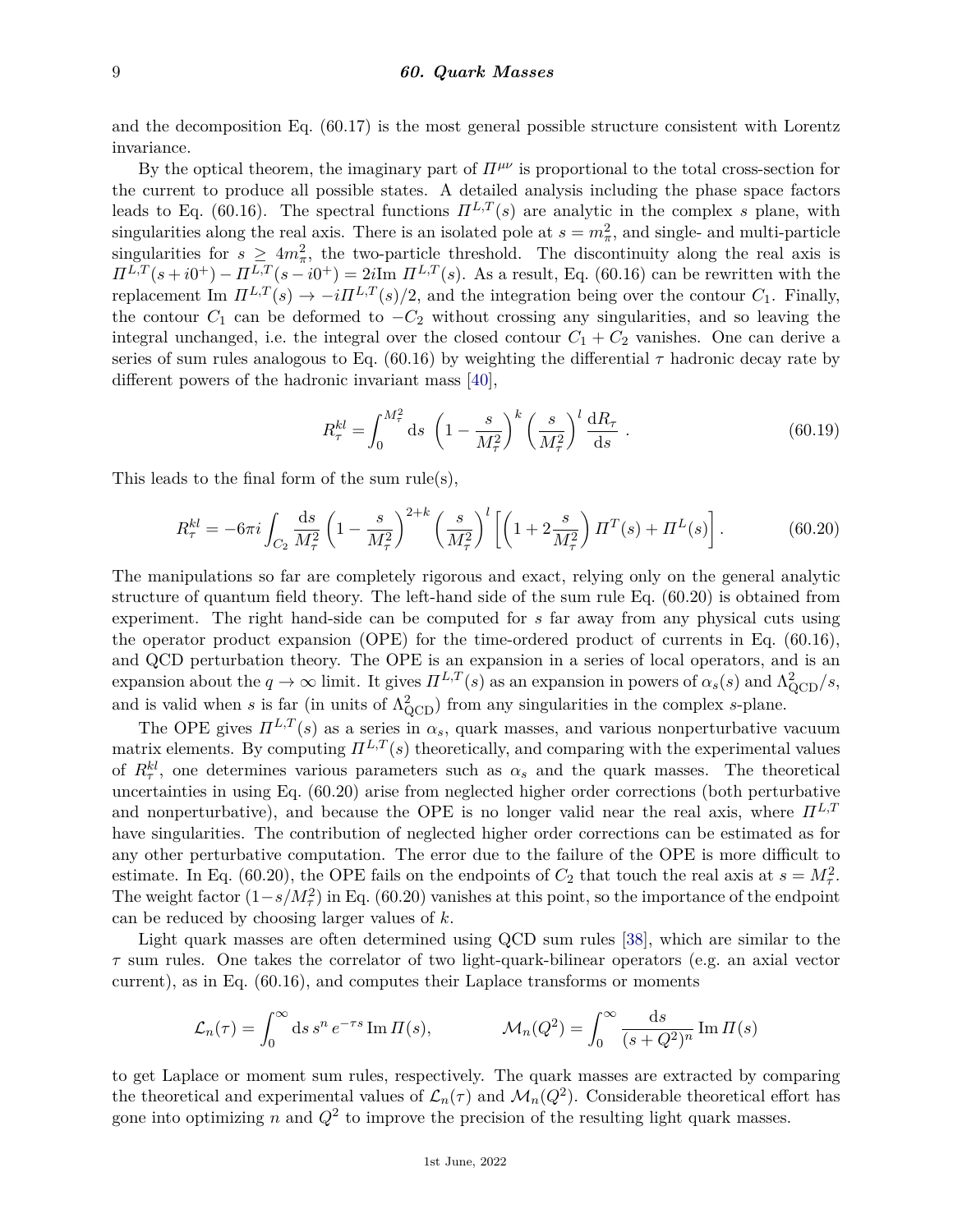and the decomposition Eq. (60.17) is the most general possible structure consistent with Lorentz invariance.

By the optical theorem, the imaginary part of $\Pi^{\mu\nu}$ is proportional to the total cross-section for the current to produce all possible states. A detailed analysis including the phase space factors leads to Eq. (60.16). The spectral functions $\Pi^{L,T}(s)$ are analytic in the complex $s$ plane, with singularities along the real axis. There is an isolated pole at $s = m_\pi^2$, and single- and multi-particle singularities for $s \geq 4m_\pi^2$, the two-particle threshold. The discontinuity along the real axis is $\Pi^{L,T}(s+i0^+) - \Pi^{L,T}(s-i0^+) = 2i\mathrm{Im}\,\Pi^{L,T}(s)$. As a result, Eq. (60.16) can be rewritten with the replacement $\mathrm{Im}\,\Pi^{L,T}(s) \to -i\Pi^{L,T}(s)/2$, and the integration being over the contour $C_1$. Finally, the contour $C_1$ can be deformed to $-C_2$ without crossing any singularities, and so leaving the integral unchanged, i.e. the integral over the closed contour $C_1 + C_2$ vanishes. One can derive a series of sum rules analogous to Eq. (60.16) by weighting the differential $\tau$ hadronic decay rate by different powers of the hadronic invariant mass [40],

$$R_\tau^{kl} = \int_0^{M_\tau^2} \mathrm{d}s \, \left(1 - \frac{s}{M_\tau^2}\right)^k \left(\frac{s}{M_\tau^2}\right)^l \frac{\mathrm{d}R_\tau}{\mathrm{d}s} \; . \tag{60.19}$$

This leads to the final form of the sum rule(s),

$$R_\tau^{kl} = -6\pi i \int_{C_2} \frac{\mathrm{d}s}{M_\tau^2} \left(1 - \frac{s}{M_\tau^2}\right)^{2+k} \left(\frac{s}{M_\tau^2}\right)^l \left[\left(1 + 2\frac{s}{M_\tau^2}\right)\Pi^T(s) + \Pi^L(s)\right]. \tag{60.20}$$

The manipulations so far are completely rigorous and exact, relying only on the general analytic structure of quantum field theory. The left-hand side of the sum rule Eq. (60.20) is obtained from experiment. The right hand-side can be computed for $s$ far away from any physical cuts using the operator product expansion (OPE) for the time-ordered product of currents in Eq. (60.16), and QCD perturbation theory. The OPE is an expansion in a series of local operators, and is an expansion about the $q \to \infty$ limit. It gives $\Pi^{L,T}(s)$ as an expansion in powers of $\alpha_s(s)$ and $\Lambda_{\mathrm{QCD}}^2/s$, and is valid when $s$ is far (in units of $\Lambda_{\mathrm{QCD}}^2$) from any singularities in the complex $s$-plane.

The OPE gives $\Pi^{L,T}(s)$ as a series in $\alpha_s$, quark masses, and various nonperturbative vacuum matrix elements. By computing $\Pi^{L,T}(s)$ theoretically, and comparing with the experimental values of $R_\tau^{kl}$, one determines various parameters such as $\alpha_s$ and the quark masses. The theoretical uncertainties in using Eq. (60.20) arise from neglected higher order corrections (both perturbative and nonperturbative), and because the OPE is no longer valid near the real axis, where $\Pi^{L,T}$ have singularities. The contribution of neglected higher order corrections can be estimated as for any other perturbative computation. The error due to the failure of the OPE is more difficult to estimate. In Eq. (60.20), the OPE fails on the endpoints of $C_2$ that touch the real axis at $s = M_\tau^2$. The weight factor $(1 - s/M_\tau^2)$ in Eq. (60.20) vanishes at this point, so the importance of the endpoint can be reduced by choosing larger values of $k$.

Light quark masses are often determined using QCD sum rules [38], which are similar to the $\tau$ sum rules. One takes the correlator of two light-quark-bilinear operators (e.g. an axial vector current), as in Eq. (60.16), and computes their Laplace transforms or moments

$$\mathcal{L}_n(\tau) = \int_0^\infty \mathrm{d}s \, s^n \, e^{-\tau s} \, \mathrm{Im}\,\Pi(s), \qquad\qquad \mathcal{M}_n(Q^2) = \int_0^\infty \frac{\mathrm{d}s}{(s+Q^2)^n} \, \mathrm{Im}\,\Pi(s)$$

to get Laplace or moment sum rules, respectively. The quark masses are extracted by comparing the theoretical and experimental values of $\mathcal{L}_n(\tau)$ and $\mathcal{M}_n(Q^2)$. Considerable theoretical effort has gone into optimizing $n$ and $Q^2$ to improve the precision of the resulting light quark masses.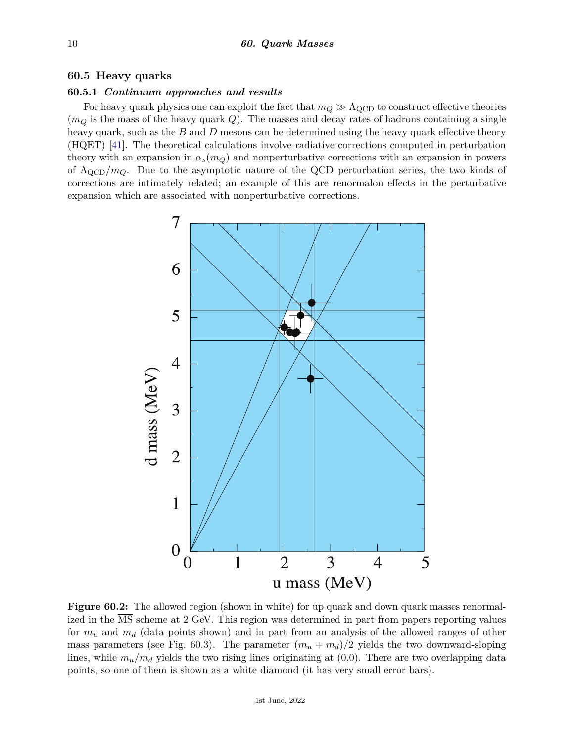## 60.5 Heavy quarks

### 60.5.1 *Continuum approaches and results*

For heavy quark physics one can exploit the fact that $m_Q \gg \Lambda_{\rm QCD}$ to construct effective theories ($m_Q$ is the mass of the heavy quark $Q$). The masses and decay rates of hadrons containing a single heavy quark, such as the $B$ and $D$ mesons can be determined using the heavy quark effective theory (HQET) [41]. The theoretical calculations involve radiative corrections computed in perturbation theory with an expansion in $\alpha_s(m_Q)$ and nonperturbative corrections with an expansion in powers of $\Lambda_{\rm QCD}/m_Q$. Due to the asymptotic nature of the QCD perturbation series, the two kinds of corrections are intimately related; an example of this are renormalon effects in the perturbative expansion which are associated with nonperturbative corrections.

**Figure 60.2:** The allowed region (shown in white) for up quark and down quark masses renormalized in the $\overline{\rm MS}$ scheme at 2 GeV. This region was determined in part from papers reporting values for $m_u$ and $m_d$ (data points shown) and in part from an analysis of the allowed ranges of other mass parameters (see Fig. 60.3). The parameter $(m_u + m_d)/2$ yields the two downward-sloping lines, while $m_u/m_d$ yields the two rising lines originating at (0,0). There are two overlapping data points, so one of them is shown as a white diamond (it has very small error bars).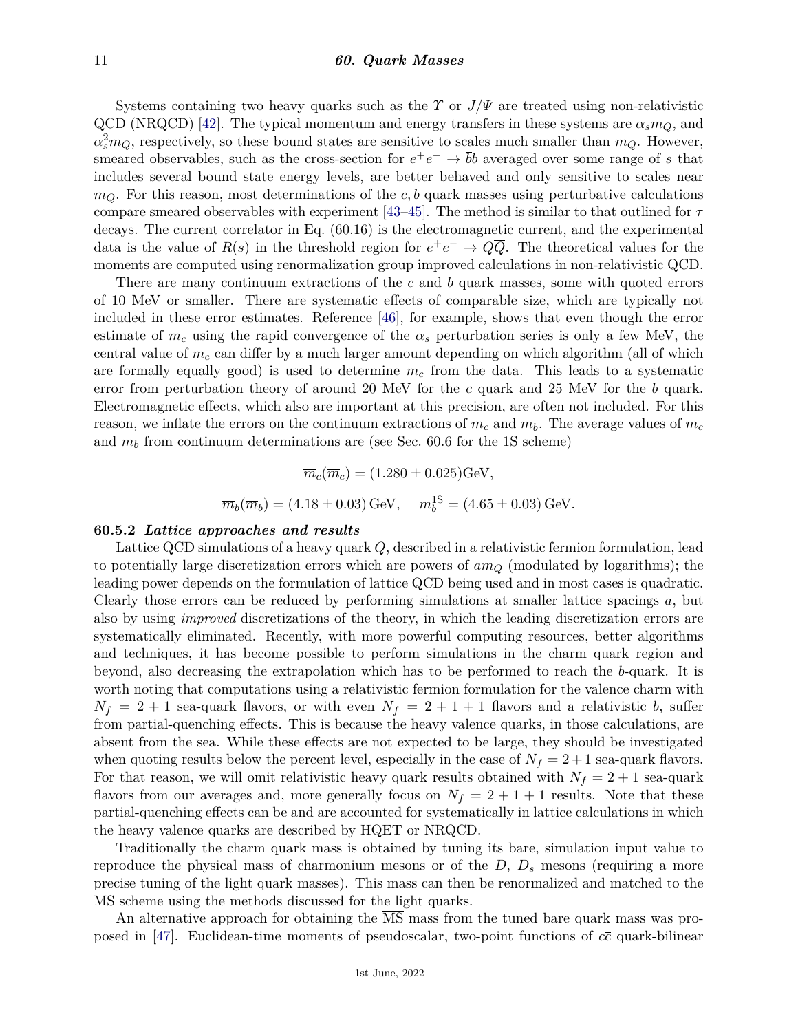Systems containing two heavy quarks such as the $\Upsilon$ or $J/\Psi$ are treated using non-relativistic QCD (NRQCD) [42]. The typical momentum and energy transfers in these systems are $\alpha_s m_Q$, and $\alpha_s^2 m_Q$, respectively, so these bound states are sensitive to scales much smaller than $m_Q$. However, smeared observables, such as the cross-section for $e^+e^- \to \overline{b}b$ averaged over some range of $s$ that includes several bound state energy levels, are better behaved and only sensitive to scales near $m_Q$. For this reason, most determinations of the $c, b$ quark masses using perturbative calculations compare smeared observables with experiment [43–45]. The method is similar to that outlined for $\tau$ decays. The current correlator in Eq. (60.16) is the electromagnetic current, and the experimental data is the value of $R(s)$ in the threshold region for $e^+e^- \to Q\overline{Q}$. The theoretical values for the moments are computed using renormalization group improved calculations in non-relativistic QCD.

There are many continuum extractions of the $c$ and $b$ quark masses, some with quoted errors of 10 MeV or smaller. There are systematic effects of comparable size, which are typically not included in these error estimates. Reference [46], for example, shows that even though the error estimate of $m_c$ using the rapid convergence of the $\alpha_s$ perturbation series is only a few MeV, the central value of $m_c$ can differ by a much larger amount depending on which algorithm (all of which are formally equally good) is used to determine $m_c$ from the data. This leads to a systematic error from perturbation theory of around 20 MeV for the $c$ quark and 25 MeV for the $b$ quark. Electromagnetic effects, which also are important at this precision, are often not included. For this reason, we inflate the errors on the continuum extractions of $m_c$ and $m_b$. The average values of $m_c$ and $m_b$ from continuum determinations are (see Sec. 60.6 for the 1S scheme)

$$\overline{m}_c(\overline{m}_c) = (1.280 \pm 0.025)\text{GeV},$$

$$\overline{m}_b(\overline{m}_b) = (4.18 \pm 0.03)\,\text{GeV}, \quad m_b^{1\text{S}} = (4.65 \pm 0.03)\,\text{GeV}.$$

### 60.5.2 *Lattice approaches and results*

Lattice QCD simulations of a heavy quark $Q$, described in a relativistic fermion formulation, lead to potentially large discretization errors which are powers of $am_Q$ (modulated by logarithms); the leading power depends on the formulation of lattice QCD being used and in most cases is quadratic. Clearly those errors can be reduced by performing simulations at smaller lattice spacings $a$, but also by using *improved* discretizations of the theory, in which the leading discretization errors are systematically eliminated. Recently, with more powerful computing resources, better algorithms and techniques, it has become possible to perform simulations in the charm quark region and beyond, also decreasing the extrapolation which has to be performed to reach the $b$-quark. It is worth noting that computations using a relativistic fermion formulation for the valence charm with $N_f = 2+1$ sea-quark flavors, or with even $N_f = 2+1+1$ flavors and a relativistic $b$, suffer from partial-quenching effects. This is because the heavy valence quarks, in those calculations, are absent from the sea. While these effects are not expected to be large, they should be investigated when quoting results below the percent level, especially in the case of $N_f = 2+1$ sea-quark flavors. For that reason, we will omit relativistic heavy quark results obtained with $N_f = 2+1$ sea-quark flavors from our averages and, more generally focus on $N_f = 2+1+1$ results. Note that these partial-quenching effects can be and are accounted for systematically in lattice calculations in which the heavy valence quarks are described by HQET or NRQCD.

Traditionally the charm quark mass is obtained by tuning its bare, simulation input value to reproduce the physical mass of charmonium mesons or of the $D$, $D_s$ mesons (requiring a more precise tuning of the light quark masses). This mass can then be renormalized and matched to the $\overline{\text{MS}}$ scheme using the methods discussed for the light quarks.

An alternative approach for obtaining the $\overline{\text{MS}}$ mass from the tuned bare quark mass was proposed in [47]. Euclidean-time moments of pseudoscalar, two-point functions of $c\overline{c}$ quark-bilinear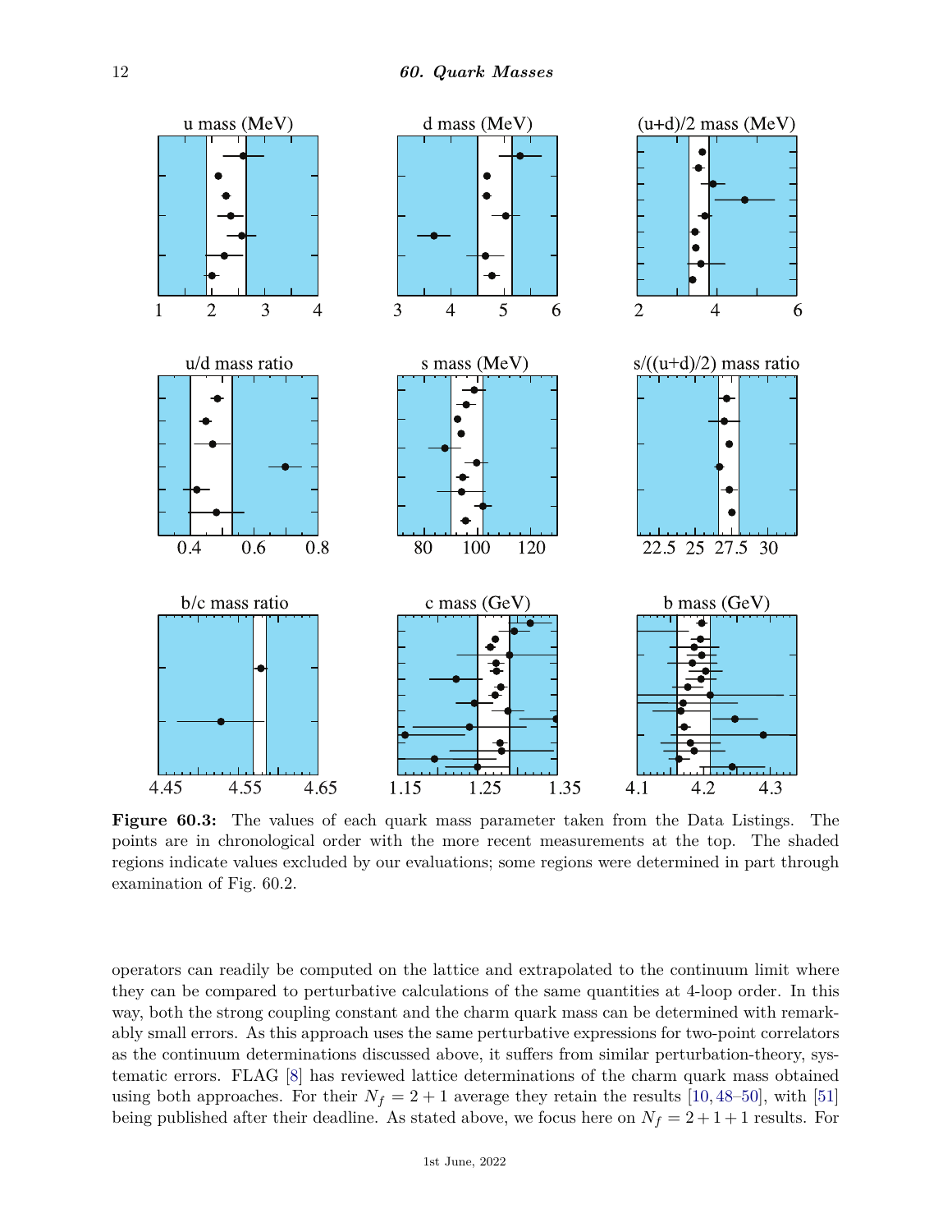**Figure 60.3:** The values of each quark mass parameter taken from the Data Listings. The points are in chronological order with the more recent measurements at the top. The shaded regions indicate values excluded by our evaluations; some regions were determined in part through examination of Fig. 60.2.

operators can readily be computed on the lattice and extrapolated to the continuum limit where they can be compared to perturbative calculations of the same quantities at 4-loop order. In this way, both the strong coupling constant and the charm quark mass can be determined with remarkably small errors. As this approach uses the same perturbative expressions for two-point correlators as the continuum determinations discussed above, it suffers from similar perturbation-theory, systematic errors. FLAG [8] has reviewed lattice determinations of the charm quark mass obtained using both approaches. For their $N_f = 2 + 1$ average they retain the results [10, 48–50], with [51] being published after their deadline. As stated above, we focus here on $N_f = 2 + 1 + 1$ results. For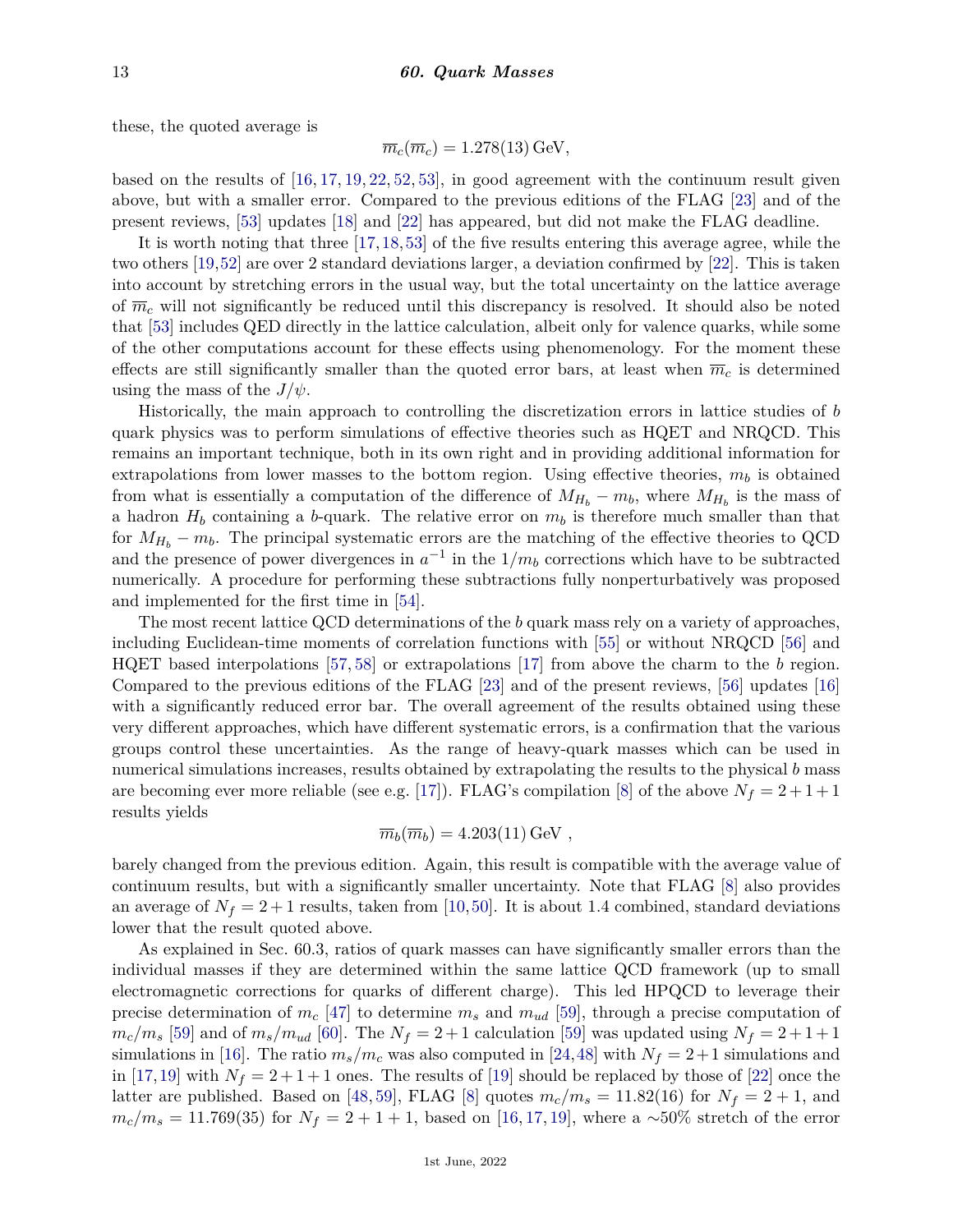these, the quoted average is

$$\overline{m}_c(\overline{m}_c) = 1.278(13)\,\text{GeV},$$

based on the results of [16, 17, 19, 22, 52, 53], in good agreement with the continuum result given above, but with a smaller error. Compared to the previous editions of the FLAG [23] and of the present reviews, [53] updates [18] and [22] has appeared, but did not make the FLAG deadline.

It is worth noting that three [17,18,53] of the five results entering this average agree, while the two others [19,52] are over 2 standard deviations larger, a deviation confirmed by [22]. This is taken into account by stretching errors in the usual way, but the total uncertainty on the lattice average of $\overline{m}_c$ will not significantly be reduced until this discrepancy is resolved. It should also be noted that [53] includes QED directly in the lattice calculation, albeit only for valence quarks, while some of the other computations account for these effects using phenomenology. For the moment these effects are still significantly smaller than the quoted error bars, at least when $\overline{m}_c$ is determined using the mass of the $J/\psi$.

Historically, the main approach to controlling the discretization errors in lattice studies of $b$ quark physics was to perform simulations of effective theories such as HQET and NRQCD. This remains an important technique, both in its own right and in providing additional information for extrapolations from lower masses to the bottom region. Using effective theories, $m_b$ is obtained from what is essentially a computation of the difference of $M_{H_b} - m_b$, where $M_{H_b}$ is the mass of a hadron $H_b$ containing a $b$-quark. The relative error on $m_b$ is therefore much smaller than that for $M_{H_b} - m_b$. The principal systematic errors are the matching of the effective theories to QCD and the presence of power divergences in $a^{-1}$ in the $1/m_b$ corrections which have to be subtracted numerically. A procedure for performing these subtractions fully nonperturbatively was proposed and implemented for the first time in [54].

The most recent lattice QCD determinations of the $b$ quark mass rely on a variety of approaches, including Euclidean-time moments of correlation functions with [55] or without NRQCD [56] and HQET based interpolations [57, 58] or extrapolations [17] from above the charm to the $b$ region. Compared to the previous editions of the FLAG [23] and of the present reviews, [56] updates [16] with a significantly reduced error bar. The overall agreement of the results obtained using these very different approaches, which have different systematic errors, is a confirmation that the various groups control these uncertainties. As the range of heavy-quark masses which can be used in numerical simulations increases, results obtained by extrapolating the results to the physical $b$ mass are becoming ever more reliable (see e.g. [17]). FLAG's compilation [8] of the above $N_f = 2+1+1$ results yields

$$\overline{m}_b(\overline{m}_b) = 4.203(11)\,\text{GeV}\ ,$$

barely changed from the previous edition. Again, this result is compatible with the average value of continuum results, but with a significantly smaller uncertainty. Note that FLAG [8] also provides an average of $N_f = 2+1$ results, taken from [10,50]. It is about 1.4 combined, standard deviations lower that the result quoted above.

As explained in Sec. 60.3, ratios of quark masses can have significantly smaller errors than the individual masses if they are determined within the same lattice QCD framework (up to small electromagnetic corrections for quarks of different charge). This led HPQCD to leverage their precise determination of $m_c$ [47] to determine $m_s$ and $m_{ud}$ [59], through a precise computation of $m_c/m_s$ [59] and of $m_s/m_{ud}$ [60]. The $N_f = 2+1$ calculation [59] was updated using $N_f = 2+1+1$ simulations in [16]. The ratio $m_s/m_c$ was also computed in [24,48] with $N_f = 2+1$ simulations and in [17,19] with $N_f = 2+1+1$ ones. The results of [19] should be replaced by those of [22] once the latter are published. Based on [48, 59], FLAG [8] quotes $m_c/m_s = 11.82(16)$ for $N_f = 2+1$, and $m_c/m_s = 11.769(35)$ for $N_f = 2+1+1$, based on [16, 17, 19], where a $\sim$50% stretch of the error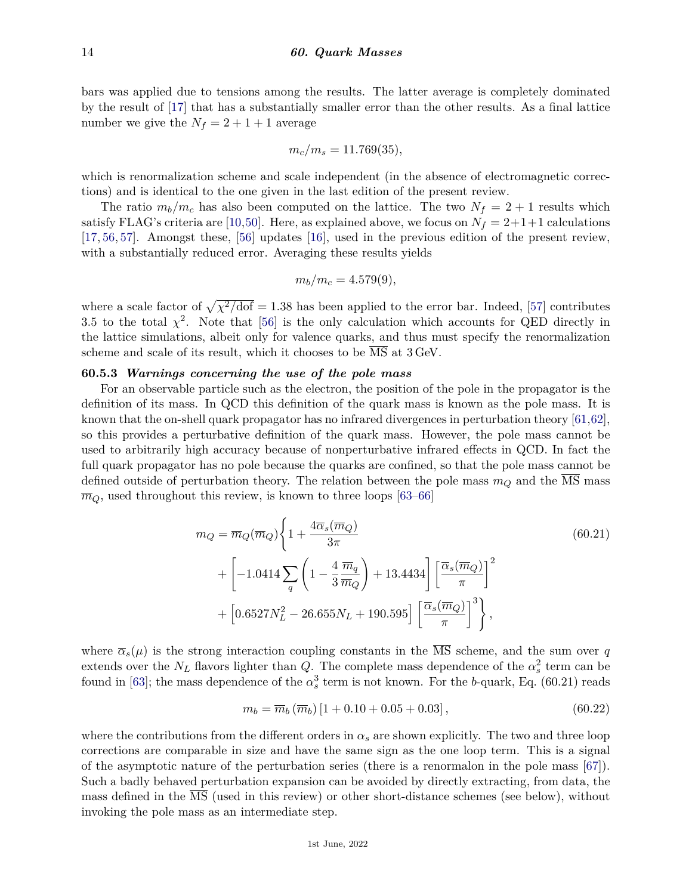bars was applied due to tensions among the results. The latter average is completely dominated by the result of [17] that has a substantially smaller error than the other results. As a final lattice number we give the $N_f = 2 + 1 + 1$ average

$$m_c/m_s = 11.769(35),$$

which is renormalization scheme and scale independent (in the absence of electromagnetic corrections) and is identical to the one given in the last edition of the present review.

The ratio $m_b/m_c$ has also been computed on the lattice. The two $N_f = 2 + 1$ results which satisfy FLAG's criteria are [10,50]. Here, as explained above, we focus on $N_f = 2+1+1$ calculations [17, 56, 57]. Amongst these, [56] updates [16], used in the previous edition of the present review, with a substantially reduced error. Averaging these results yields

$$m_b/m_c = 4.579(9),$$

where a scale factor of $\sqrt{\chi^2/\mathrm{dof}} = 1.38$ has been applied to the error bar. Indeed, [57] contributes 3.5 to the total $\chi^2$. Note that [56] is the only calculation which accounts for QED directly in the lattice simulations, albeit only for valence quarks, and thus must specify the renormalization scheme and scale of its result, which it chooses to be $\overline{\mathrm{MS}}$ at 3 GeV.

### 60.5.3 *Warnings concerning the use of the pole mass*

For an observable particle such as the electron, the position of the pole in the propagator is the definition of its mass. In QCD this definition of the quark mass is known as the pole mass. It is known that the on-shell quark propagator has no infrared divergences in perturbation theory [61,62], so this provides a perturbative definition of the quark mass. However, the pole mass cannot be used to arbitrarily high accuracy because of nonperturbative infrared effects in QCD. In fact the full quark propagator has no pole because the quarks are confined, so that the pole mass cannot be defined outside of perturbation theory. The relation between the pole mass $m_Q$ and the $\overline{\mathrm{MS}}$ mass $\overline{m}_Q$, used throughout this review, is known to three loops [63–66]

$$\begin{aligned} m_Q = \overline{m}_Q(\overline{m}_Q)\Bigg\{ & 1 + \frac{4\overline{\alpha}_s(\overline{m}_Q)}{3\pi} \\ & + \left[-1.0414 \sum_q \left(1 - \frac{4}{3}\frac{\overline{m}_q}{\overline{m}_Q}\right) + 13.4434\right]\left[\frac{\overline{\alpha}_s(\overline{m}_Q)}{\pi}\right]^2 \\ & + \left[0.6527 N_L^2 - 26.655 N_L + 190.595\right]\left[\frac{\overline{\alpha}_s(\overline{m}_Q)}{\pi}\right]^3 \Bigg\}, \end{aligned} \tag{60.21}$$

where $\overline{\alpha}_s(\mu)$ is the strong interaction coupling constants in the $\overline{\mathrm{MS}}$ scheme, and the sum over $q$ extends over the $N_L$ flavors lighter than $Q$. The complete mass dependence of the $\alpha_s^2$ term can be found in [63]; the mass dependence of the $\alpha_s^3$ term is not known. For the $b$-quark, Eq. (60.21) reads

$$m_b = \overline{m}_b\left(\overline{m}_b\right)\left[1 + 0.10 + 0.05 + 0.03\right], \tag{60.22}$$

where the contributions from the different orders in $\alpha_s$ are shown explicitly. The two and three loop corrections are comparable in size and have the same sign as the one loop term. This is a signal of the asymptotic nature of the perturbation series (there is a renormalon in the pole mass [67]). Such a badly behaved perturbation expansion can be avoided by directly extracting, from data, the mass defined in the $\overline{\mathrm{MS}}$ (used in this review) or other short-distance schemes (see below), without invoking the pole mass as an intermediate step.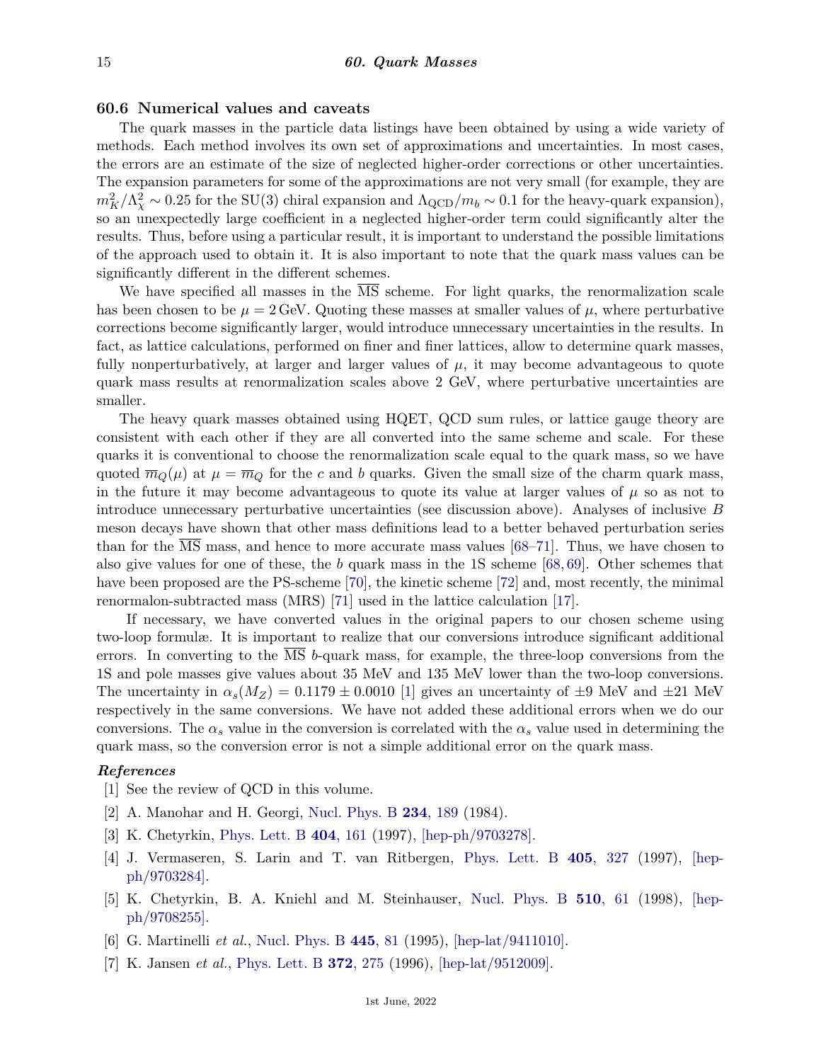### 60.6 Numerical values and caveats

The quark masses in the particle data listings have been obtained by using a wide variety of methods. Each method involves its own set of approximations and uncertainties. In most cases, the errors are an estimate of the size of neglected higher-order corrections or other uncertainties. The expansion parameters for some of the approximations are not very small (for example, they are $m_K^2/\Lambda_\chi^2 \sim 0.25$ for the SU(3) chiral expansion and $\Lambda_{\rm QCD}/m_b \sim 0.1$ for the heavy-quark expansion), so an unexpectedly large coefficient in a neglected higher-order term could significantly alter the results. Thus, before using a particular result, it is important to understand the possible limitations of the approach used to obtain it. It is also important to note that the quark mass values can be significantly different in the different schemes.

We have specified all masses in the $\overline{\rm MS}$ scheme. For light quarks, the renormalization scale has been chosen to be $\mu = 2\,\text{GeV}$. Quoting these masses at smaller values of $\mu$, where perturbative corrections become significantly larger, would introduce unnecessary uncertainties in the results. In fact, as lattice calculations, performed on finer and finer lattices, allow to determine quark masses, fully nonperturbatively, at larger and larger values of $\mu$, it may become advantageous to quote quark mass results at renormalization scales above 2 GeV, where perturbative uncertainties are smaller.

The heavy quark masses obtained using HQET, QCD sum rules, or lattice gauge theory are consistent with each other if they are all converted into the same scheme and scale. For these quarks it is conventional to choose the renormalization scale equal to the quark mass, so we have quoted $\overline{m}_Q(\mu)$ at $\mu = \overline{m}_Q$ for the $c$ and $b$ quarks. Given the small size of the charm quark mass, in the future it may become advantageous to quote its value at larger values of $\mu$ so as not to introduce unnecessary perturbative uncertainties (see discussion above). Analyses of inclusive $B$ meson decays have shown that other mass definitions lead to a better behaved perturbation series than for the $\overline{\rm MS}$ mass, and hence to more accurate mass values [68–71]. Thus, we have chosen to also give values for one of these, the $b$ quark mass in the 1S scheme [68, 69]. Other schemes that have been proposed are the PS-scheme [70], the kinetic scheme [72] and, most recently, the minimal renormalon-subtracted mass (MRS) [71] used in the lattice calculation [17].

If necessary, we have converted values in the original papers to our chosen scheme using two-loop formulæ. It is important to realize that our conversions introduce significant additional errors. In converting to the $\overline{\rm MS}$ $b$-quark mass, for example, the three-loop conversions from the 1S and pole masses give values about 35 MeV and 135 MeV lower than the two-loop conversions. The uncertainty in $\alpha_s(M_Z) = 0.1179 \pm 0.0010$ [1] gives an uncertainty of $\pm 9$ MeV and $\pm 21$ MeV respectively in the same conversions. We have not added these additional errors when we do our conversions. The $\alpha_s$ value in the conversion is correlated with the $\alpha_s$ value used in determining the quark mass, so the conversion error is not a simple additional error on the quark mass.

***References***

[1] See the review of QCD in this volume.

[2] A. Manohar and H. Georgi, Nucl. Phys. B **234**, 189 (1984).

[3] K. Chetyrkin, Phys. Lett. B **404**, 161 (1997), [hep-ph/9703278].

[4] J. Vermaseren, S. Larin and T. van Ritbergen, Phys. Lett. B **405**, 327 (1997), [hep-ph/9703284].

[5] K. Chetyrkin, B. A. Kniehl and M. Steinhauser, Nucl. Phys. B **510**, 61 (1998), [hep-ph/9708255].

[6] G. Martinelli *et al.*, Nucl. Phys. B **445**, 81 (1995), [hep-lat/9411010].

[7] K. Jansen *et al.*, Phys. Lett. B **372**, 275 (1996), [hep-lat/9512009].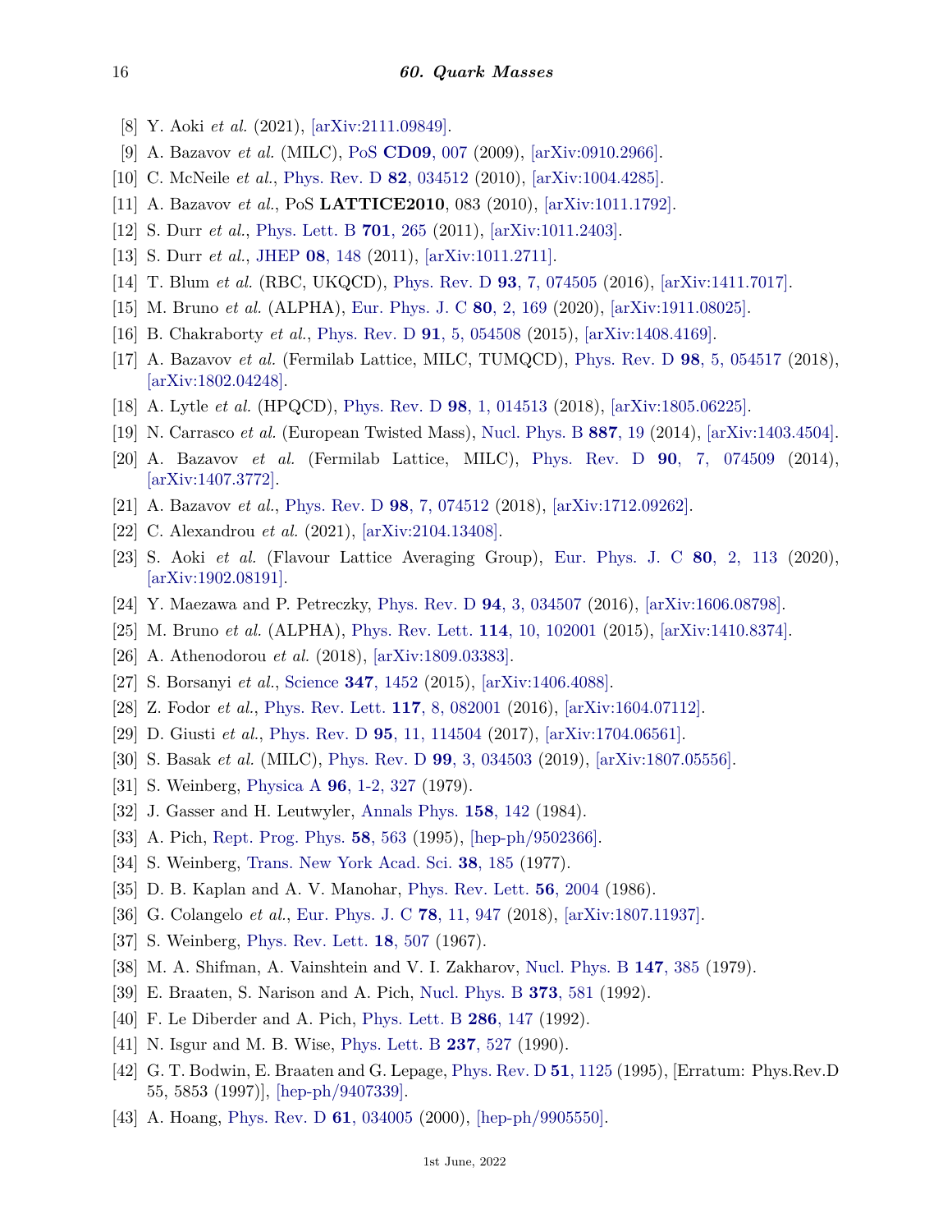[8] Y. Aoki *et al.* (2021), [arXiv:2111.09849].

[9] A. Bazavov *et al.* (MILC), PoS **CD09**, 007 (2009), [arXiv:0910.2966].

[10] C. McNeile *et al.*, Phys. Rev. D **82**, 034512 (2010), [arXiv:1004.4285].

[11] A. Bazavov *et al.*, PoS **LATTICE2010**, 083 (2010), [arXiv:1011.1792].

[12] S. Durr *et al.*, Phys. Lett. B **701**, 265 (2011), [arXiv:1011.2403].

[13] S. Durr *et al.*, JHEP **08**, 148 (2011), [arXiv:1011.2711].

[14] T. Blum *et al.* (RBC, UKQCD), Phys. Rev. D **93**, 7, 074505 (2016), [arXiv:1411.7017].

[15] M. Bruno *et al.* (ALPHA), Eur. Phys. J. C **80**, 2, 169 (2020), [arXiv:1911.08025].

[16] B. Chakraborty *et al.*, Phys. Rev. D **91**, 5, 054508 (2015), [arXiv:1408.4169].

[17] A. Bazavov *et al.* (Fermilab Lattice, MILC, TUMQCD), Phys. Rev. D **98**, 5, 054517 (2018), [arXiv:1802.04248].

[18] A. Lytle *et al.* (HPQCD), Phys. Rev. D **98**, 1, 014513 (2018), [arXiv:1805.06225].

[19] N. Carrasco *et al.* (European Twisted Mass), Nucl. Phys. B **887**, 19 (2014), [arXiv:1403.4504].

[20] A. Bazavov *et al.* (Fermilab Lattice, MILC), Phys. Rev. D **90**, 7, 074509 (2014), [arXiv:1407.3772].

[21] A. Bazavov *et al.*, Phys. Rev. D **98**, 7, 074512 (2018), [arXiv:1712.09262].

[22] C. Alexandrou *et al.* (2021), [arXiv:2104.13408].

[23] S. Aoki *et al.* (Flavour Lattice Averaging Group), Eur. Phys. J. C **80**, 2, 113 (2020), [arXiv:1902.08191].

[24] Y. Maezawa and P. Petreczky, Phys. Rev. D **94**, 3, 034507 (2016), [arXiv:1606.08798].

[25] M. Bruno *et al.* (ALPHA), Phys. Rev. Lett. **114**, 10, 102001 (2015), [arXiv:1410.8374].

[26] A. Athenodorou *et al.* (2018), [arXiv:1809.03383].

[27] S. Borsanyi *et al.*, Science **347**, 1452 (2015), [arXiv:1406.4088].

[28] Z. Fodor *et al.*, Phys. Rev. Lett. **117**, 8, 082001 (2016), [arXiv:1604.07112].

[29] D. Giusti *et al.*, Phys. Rev. D **95**, 11, 114504 (2017), [arXiv:1704.06561].

[30] S. Basak *et al.* (MILC), Phys. Rev. D **99**, 3, 034503 (2019), [arXiv:1807.05556].

[31] S. Weinberg, Physica A **96**, 1-2, 327 (1979).

[32] J. Gasser and H. Leutwyler, Annals Phys. **158**, 142 (1984).

[33] A. Pich, Rept. Prog. Phys. **58**, 563 (1995), [hep-ph/9502366].

[34] S. Weinberg, Trans. New York Acad. Sci. **38**, 185 (1977).

[35] D. B. Kaplan and A. V. Manohar, Phys. Rev. Lett. **56**, 2004 (1986).

[36] G. Colangelo *et al.*, Eur. Phys. J. C **78**, 11, 947 (2018), [arXiv:1807.11937].

[37] S. Weinberg, Phys. Rev. Lett. **18**, 507 (1967).

[38] M. A. Shifman, A. Vainshtein and V. I. Zakharov, Nucl. Phys. B **147**, 385 (1979).

[39] E. Braaten, S. Narison and A. Pich, Nucl. Phys. B **373**, 581 (1992).

[40] F. Le Diberder and A. Pich, Phys. Lett. B **286**, 147 (1992).

[41] N. Isgur and M. B. Wise, Phys. Lett. B **237**, 527 (1990).

[42] G. T. Bodwin, E. Braaten and G. Lepage, Phys. Rev. D **51**, 1125 (1995), [Erratum: Phys.Rev.D 55, 5853 (1997)], [hep-ph/9407339].

[43] A. Hoang, Phys. Rev. D **61**, 034005 (2000), [hep-ph/9905550].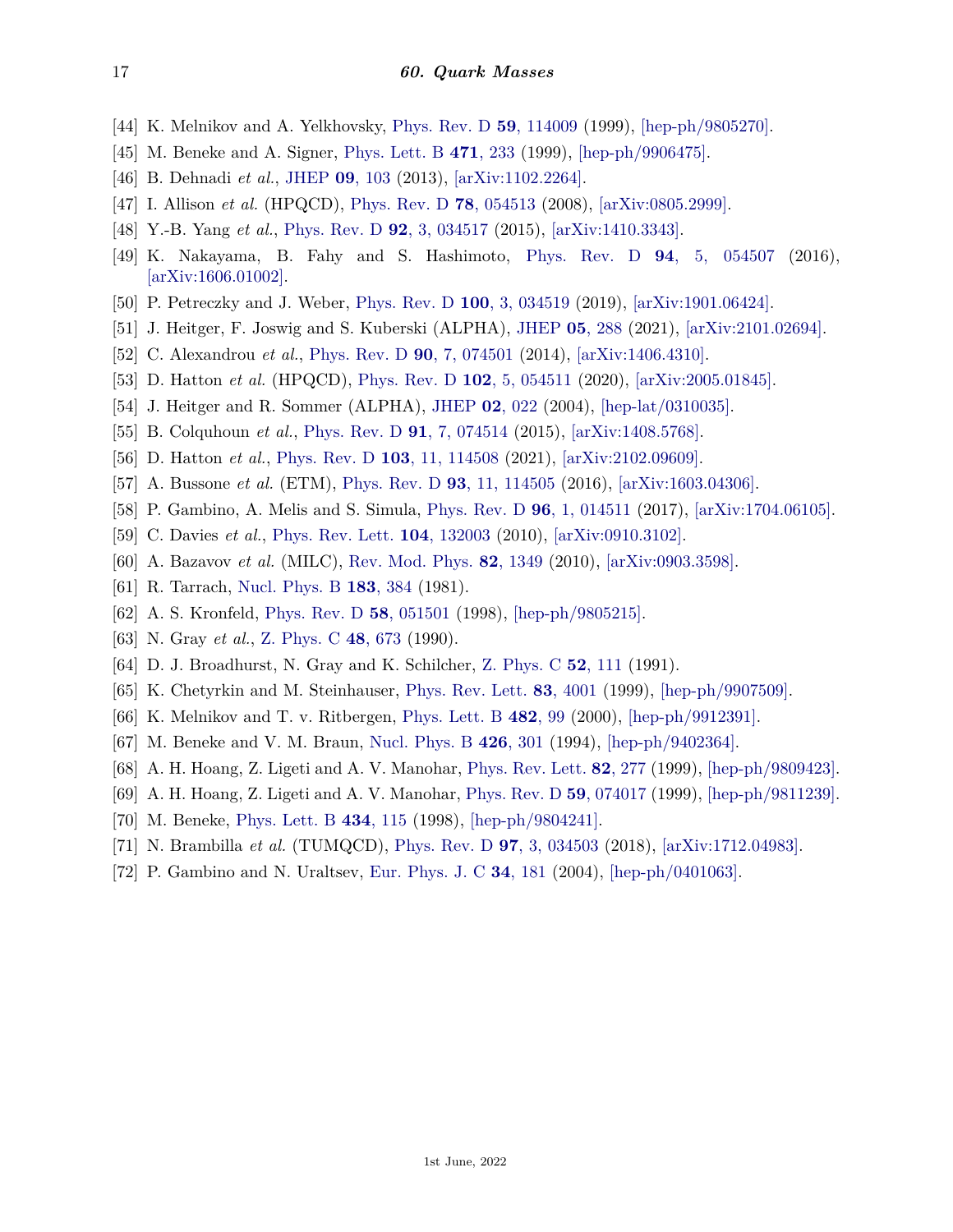[44] K. Melnikov and A. Yelkhovsky, Phys. Rev. D **59**, 114009 (1999), [hep-ph/9805270].

[45] M. Beneke and A. Signer, Phys. Lett. B **471**, 233 (1999), [hep-ph/9906475].

[46] B. Dehnadi *et al.*, JHEP **09**, 103 (2013), [arXiv:1102.2264].

[47] I. Allison *et al.* (HPQCD), Phys. Rev. D **78**, 054513 (2008), [arXiv:0805.2999].

[48] Y.-B. Yang *et al.*, Phys. Rev. D **92**, 3, 034517 (2015), [arXiv:1410.3343].

[49] K. Nakayama, B. Fahy and S. Hashimoto, Phys. Rev. D **94**, 5, 054507 (2016), [arXiv:1606.01002].

[50] P. Petreczky and J. Weber, Phys. Rev. D **100**, 3, 034519 (2019), [arXiv:1901.06424].

[51] J. Heitger, F. Joswig and S. Kuberski (ALPHA), JHEP **05**, 288 (2021), [arXiv:2101.02694].

[52] C. Alexandrou *et al.*, Phys. Rev. D **90**, 7, 074501 (2014), [arXiv:1406.4310].

[53] D. Hatton *et al.* (HPQCD), Phys. Rev. D **102**, 5, 054511 (2020), [arXiv:2005.01845].

[54] J. Heitger and R. Sommer (ALPHA), JHEP **02**, 022 (2004), [hep-lat/0310035].

[55] B. Colquhoun *et al.*, Phys. Rev. D **91**, 7, 074514 (2015), [arXiv:1408.5768].

[56] D. Hatton *et al.*, Phys. Rev. D **103**, 11, 114508 (2021), [arXiv:2102.09609].

[57] A. Bussone *et al.* (ETM), Phys. Rev. D **93**, 11, 114505 (2016), [arXiv:1603.04306].

[58] P. Gambino, A. Melis and S. Simula, Phys. Rev. D **96**, 1, 014511 (2017), [arXiv:1704.06105].

[59] C. Davies *et al.*, Phys. Rev. Lett. **104**, 132003 (2010), [arXiv:0910.3102].

[60] A. Bazavov *et al.* (MILC), Rev. Mod. Phys. **82**, 1349 (2010), [arXiv:0903.3598].

[61] R. Tarrach, Nucl. Phys. B **183**, 384 (1981).

[62] A. S. Kronfeld, Phys. Rev. D **58**, 051501 (1998), [hep-ph/9805215].

[63] N. Gray *et al.*, Z. Phys. C **48**, 673 (1990).

[64] D. J. Broadhurst, N. Gray and K. Schilcher, Z. Phys. C **52**, 111 (1991).

[65] K. Chetyrkin and M. Steinhauser, Phys. Rev. Lett. **83**, 4001 (1999), [hep-ph/9907509].

[66] K. Melnikov and T. v. Ritbergen, Phys. Lett. B **482**, 99 (2000), [hep-ph/9912391].

[67] M. Beneke and V. M. Braun, Nucl. Phys. B **426**, 301 (1994), [hep-ph/9402364].

[68] A. H. Hoang, Z. Ligeti and A. V. Manohar, Phys. Rev. Lett. **82**, 277 (1999), [hep-ph/9809423].

[69] A. H. Hoang, Z. Ligeti and A. V. Manohar, Phys. Rev. D **59**, 074017 (1999), [hep-ph/9811239].

[70] M. Beneke, Phys. Lett. B **434**, 115 (1998), [hep-ph/9804241].

[71] N. Brambilla *et al.* (TUMQCD), Phys. Rev. D **97**, 3, 034503 (2018), [arXiv:1712.04983].

[72] P. Gambino and N. Uraltsev, Eur. Phys. J. C **34**, 181 (2004), [hep-ph/0401063].